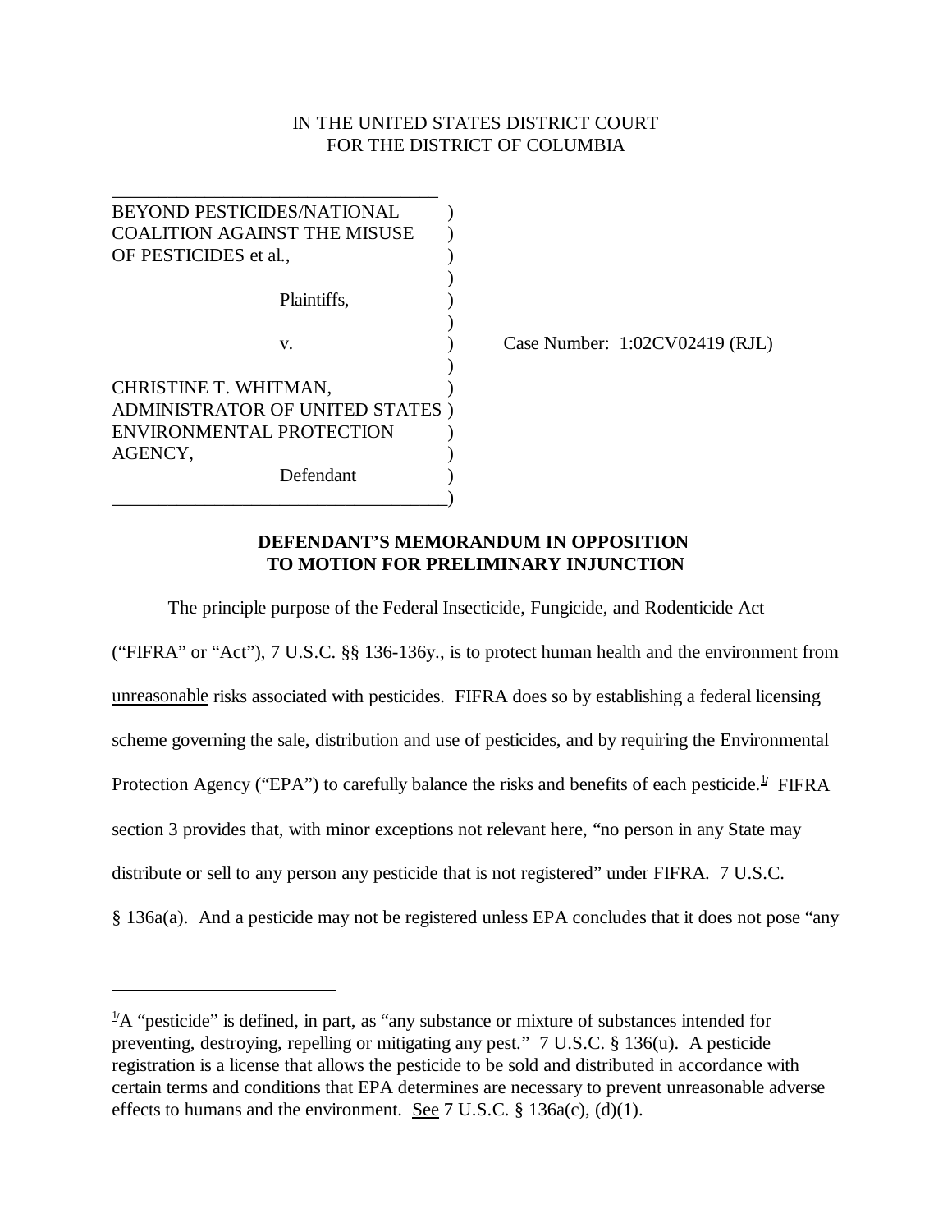IN THE UNITED STATES DISTRICT COURT
FOR THE DISTRICT OF COLUMBIA

| | | |
|---|---|---|
| BEYOND PESTICIDES/NATIONAL COALITION AGAINST THE MISUSE OF PESTICIDES et al., | ) | |
| Plaintiffs, | ) | |
| v. | ) | Case Number: 1:02CV02419 (RJL) |
| CHRISTINE T. WHITMAN, ADMINISTRATOR OF UNITED STATES ENVIRONMENTAL PROTECTION AGENCY, | ) | |
| Defendant | ) | |

**DEFENDANT'S MEMORANDUM IN OPPOSITION TO MOTION FOR PRELIMINARY INJUNCTION**

The principle purpose of the Federal Insecticide, Fungicide, and Rodenticide Act ("FIFRA" or "Act"), 7 U.S.C. §§ 136-136y., is to protect human health and the environment from unreasonable risks associated with pesticides. FIFRA does so by establishing a federal licensing scheme governing the sale, distribution and use of pesticides, and by requiring the Environmental Protection Agency ("EPA") to carefully balance the risks and benefits of each pesticide.[1] FIFRA section 3 provides that, with minor exceptions not relevant here, "no person in any State may distribute or sell to any person any pesticide that is not registered" under FIFRA. 7 U.S.C. § 136a(a). And a pesticide may not be registered unless EPA concludes that it does not pose "any

---

[1] A "pesticide" is defined, in part, as "any substance or mixture of substances intended for preventing, destroying, repelling or mitigating any pest." 7 U.S.C. § 136(u). A pesticide registration is a license that allows the pesticide to be sold and distributed in accordance with certain terms and conditions that EPA determines are necessary to prevent unreasonable adverse effects to humans and the environment. See 7 U.S.C. § 136a(c), (d)(1).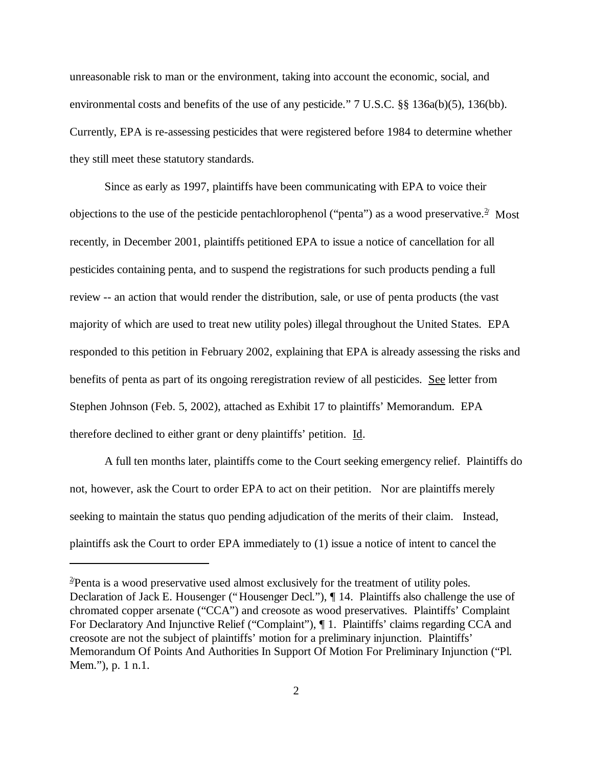unreasonable risk to man or the environment, taking into account the economic, social, and environmental costs and benefits of the use of any pesticide." 7 U.S.C. §§ 136a(b)(5), 136(bb). Currently, EPA is re-assessing pesticides that were registered before 1984 to determine whether they still meet these statutory standards.

Since as early as 1997, plaintiffs have been communicating with EPA to voice their objections to the use of the pesticide pentachlorophenol ("penta") as a wood preservative.[2] Most recently, in December 2001, plaintiffs petitioned EPA to issue a notice of cancellation for all pesticides containing penta, and to suspend the registrations for such products pending a full review -- an action that would render the distribution, sale, or use of penta products (the vast majority of which are used to treat new utility poles) illegal throughout the United States. EPA responded to this petition in February 2002, explaining that EPA is already assessing the risks and benefits of penta as part of its ongoing reregistration review of all pesticides. See letter from Stephen Johnson (Feb. 5, 2002), attached as Exhibit 17 to plaintiffs' Memorandum. EPA therefore declined to either grant or deny plaintiffs' petition. Id.

A full ten months later, plaintiffs come to the Court seeking emergency relief. Plaintiffs do not, however, ask the Court to order EPA to act on their petition. Nor are plaintiffs merely seeking to maintain the status quo pending adjudication of the merits of their claim. Instead, plaintiffs ask the Court to order EPA immediately to (1) issue a notice of intent to cancel the

---

[2]Penta is a wood preservative used almost exclusively for the treatment of utility poles. Declaration of Jack E. Housenger ("Housenger Decl."), ¶ 14. Plaintiffs also challenge the use of chromated copper arsenate ("CCA") and creosote as wood preservatives. Plaintiffs' Complaint For Declaratory And Injunctive Relief ("Complaint"), ¶ 1. Plaintiffs' claims regarding CCA and creosote are not the subject of plaintiffs' motion for a preliminary injunction. Plaintiffs' Memorandum Of Points And Authorities In Support Of Motion For Preliminary Injunction ("Pl. Mem."), p. 1 n.1.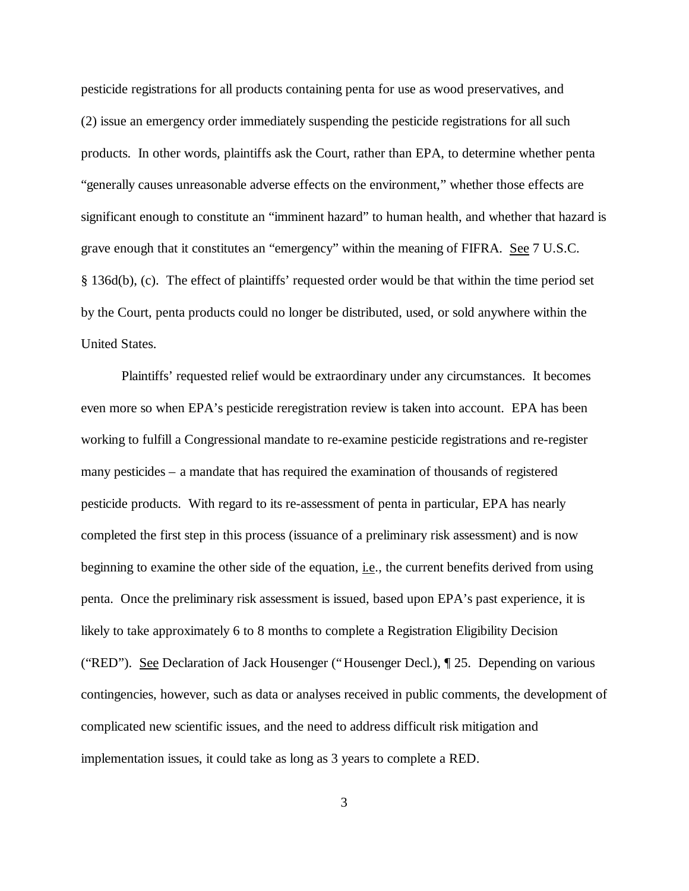pesticide registrations for all products containing penta for use as wood preservatives, and (2) issue an emergency order immediately suspending the pesticide registrations for all such products. In other words, plaintiffs ask the Court, rather than EPA, to determine whether penta "generally causes unreasonable adverse effects on the environment," whether those effects are significant enough to constitute an "imminent hazard" to human health, and whether that hazard is grave enough that it constitutes an "emergency" within the meaning of FIFRA. See 7 U.S.C. § 136d(b), (c). The effect of plaintiffs' requested order would be that within the time period set by the Court, penta products could no longer be distributed, used, or sold anywhere within the United States.

Plaintiffs' requested relief would be extraordinary under any circumstances. It becomes even more so when EPA's pesticide reregistration review is taken into account. EPA has been working to fulfill a Congressional mandate to re-examine pesticide registrations and re-register many pesticides – a mandate that has required the examination of thousands of registered pesticide products. With regard to its re-assessment of penta in particular, EPA has nearly completed the first step in this process (issuance of a preliminary risk assessment) and is now beginning to examine the other side of the equation, i.e., the current benefits derived from using penta. Once the preliminary risk assessment is issued, based upon EPA's past experience, it is likely to take approximately 6 to 8 months to complete a Registration Eligibility Decision ("RED"). See Declaration of Jack Housenger ("Housenger Decl.), ¶ 25. Depending on various contingencies, however, such as data or analyses received in public comments, the development of complicated new scientific issues, and the need to address difficult risk mitigation and implementation issues, it could take as long as 3 years to complete a RED.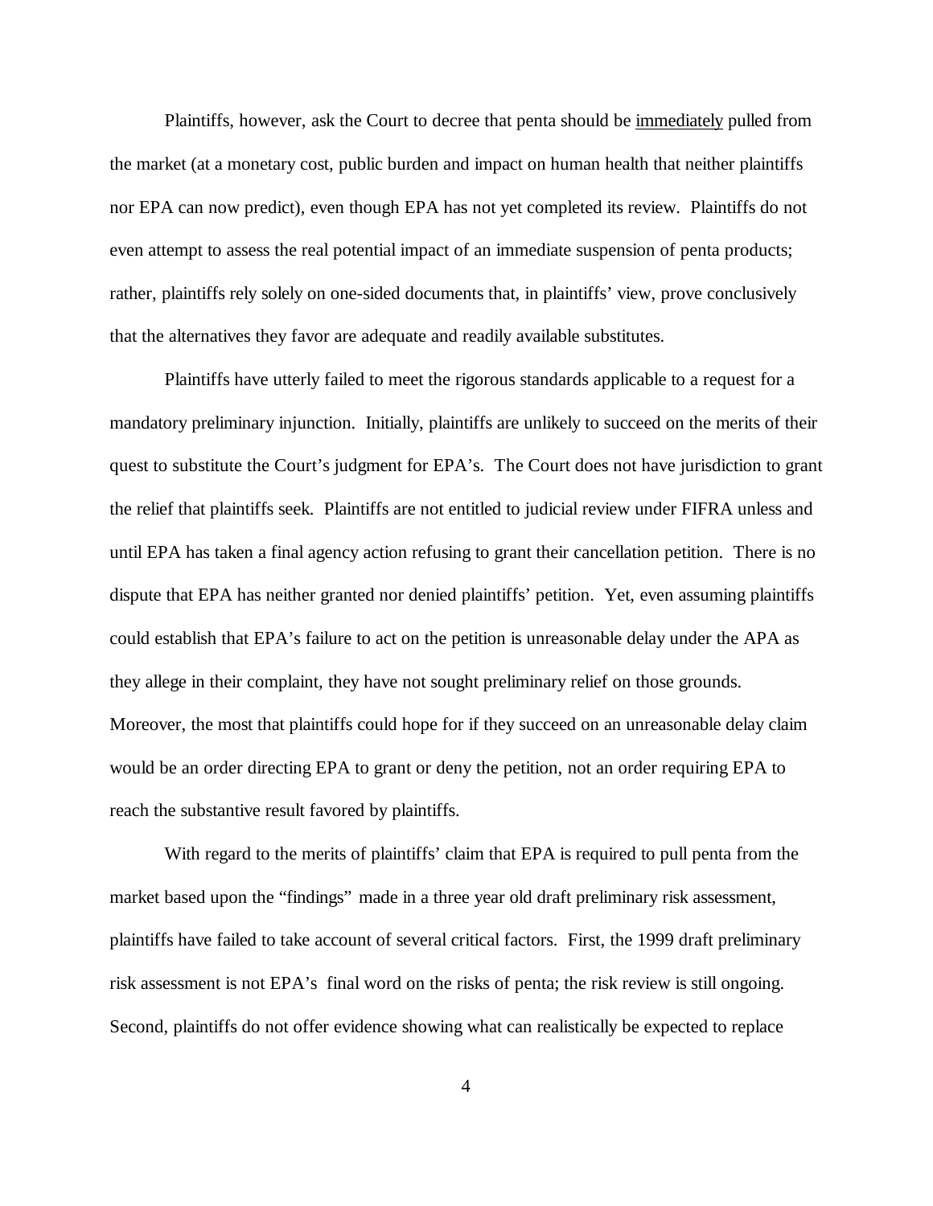Plaintiffs, however, ask the Court to decree that penta should be <u>immediately</u> pulled from the market (at a monetary cost, public burden and impact on human health that neither plaintiffs nor EPA can now predict), even though EPA has not yet completed its review. Plaintiffs do not even attempt to assess the real potential impact of an immediate suspension of penta products; rather, plaintiffs rely solely on one-sided documents that, in plaintiffs' view, prove conclusively that the alternatives they favor are adequate and readily available substitutes.

Plaintiffs have utterly failed to meet the rigorous standards applicable to a request for a mandatory preliminary injunction. Initially, plaintiffs are unlikely to succeed on the merits of their quest to substitute the Court's judgment for EPA's. The Court does not have jurisdiction to grant the relief that plaintiffs seek. Plaintiffs are not entitled to judicial review under FIFRA unless and until EPA has taken a final agency action refusing to grant their cancellation petition. There is no dispute that EPA has neither granted nor denied plaintiffs' petition. Yet, even assuming plaintiffs could establish that EPA's failure to act on the petition is unreasonable delay under the APA as they allege in their complaint, they have not sought preliminary relief on those grounds. Moreover, the most that plaintiffs could hope for if they succeed on an unreasonable delay claim would be an order directing EPA to grant or deny the petition, not an order requiring EPA to reach the substantive result favored by plaintiffs.

With regard to the merits of plaintiffs' claim that EPA is required to pull penta from the market based upon the "findings" made in a three year old draft preliminary risk assessment, plaintiffs have failed to take account of several critical factors. First, the 1999 draft preliminary risk assessment is not EPA's final word on the risks of penta; the risk review is still ongoing. Second, plaintiffs do not offer evidence showing what can realistically be expected to replace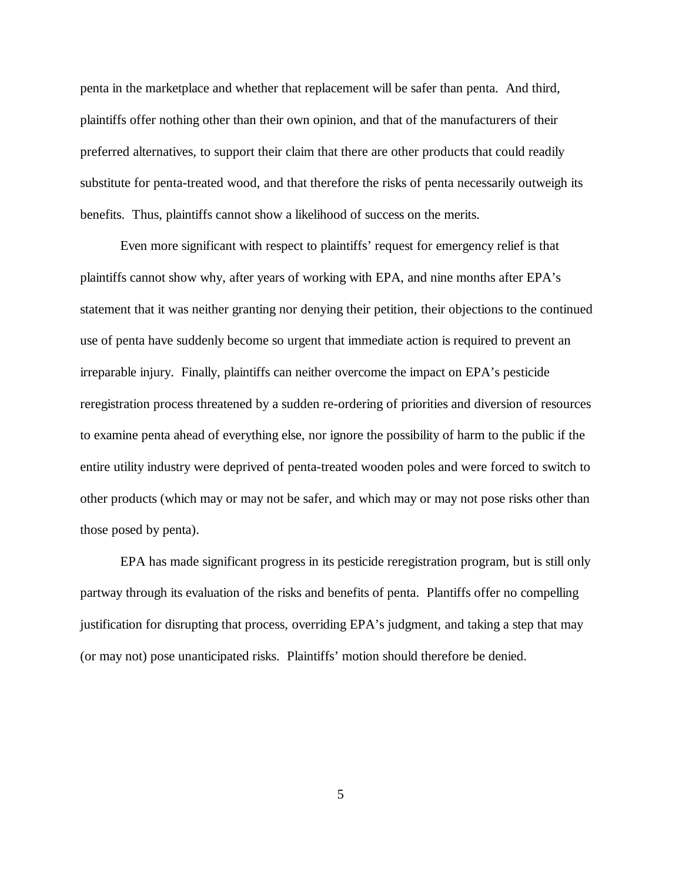penta in the marketplace and whether that replacement will be safer than penta. And third, plaintiffs offer nothing other than their own opinion, and that of the manufacturers of their preferred alternatives, to support their claim that there are other products that could readily substitute for penta-treated wood, and that therefore the risks of penta necessarily outweigh its benefits. Thus, plaintiffs cannot show a likelihood of success on the merits.

Even more significant with respect to plaintiffs' request for emergency relief is that plaintiffs cannot show why, after years of working with EPA, and nine months after EPA's statement that it was neither granting nor denying their petition, their objections to the continued use of penta have suddenly become so urgent that immediate action is required to prevent an irreparable injury. Finally, plaintiffs can neither overcome the impact on EPA's pesticide reregistration process threatened by a sudden re-ordering of priorities and diversion of resources to examine penta ahead of everything else, nor ignore the possibility of harm to the public if the entire utility industry were deprived of penta-treated wooden poles and were forced to switch to other products (which may or may not be safer, and which may or may not pose risks other than those posed by penta).

EPA has made significant progress in its pesticide reregistration program, but is still only partway through its evaluation of the risks and benefits of penta. Plantiffs offer no compelling justification for disrupting that process, overriding EPA's judgment, and taking a step that may (or may not) pose unanticipated risks. Plaintiffs' motion should therefore be denied.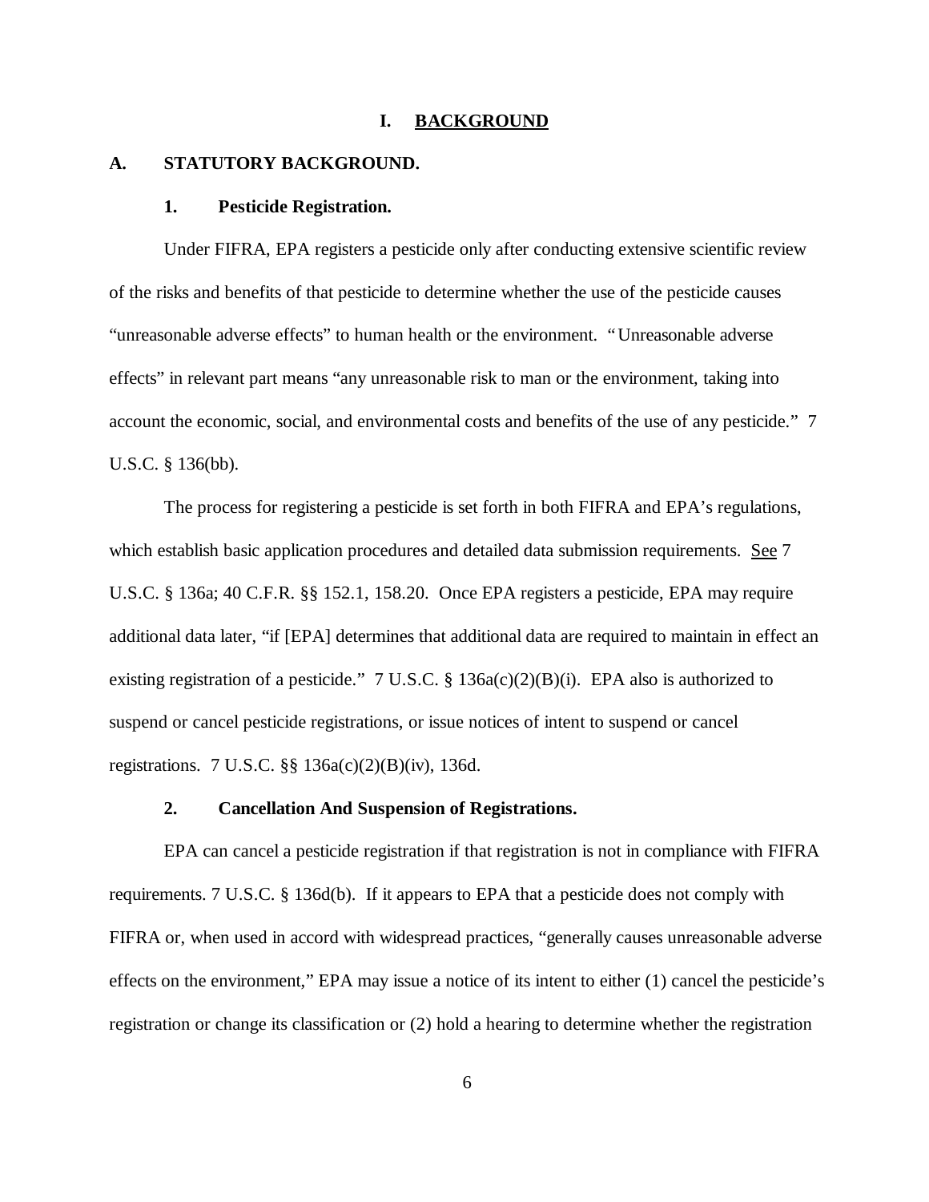# I. BACKGROUND

## A. STATUTORY BACKGROUND.

### 1. Pesticide Registration.

Under FIFRA, EPA registers a pesticide only after conducting extensive scientific review of the risks and benefits of that pesticide to determine whether the use of the pesticide causes "unreasonable adverse effects" to human health or the environment. "Unreasonable adverse effects" in relevant part means "any unreasonable risk to man or the environment, taking into account the economic, social, and environmental costs and benefits of the use of any pesticide." 7 U.S.C. § 136(bb).

The process for registering a pesticide is set forth in both FIFRA and EPA's regulations, which establish basic application procedures and detailed data submission requirements. See 7 U.S.C. § 136a; 40 C.F.R. §§ 152.1, 158.20. Once EPA registers a pesticide, EPA may require additional data later, "if [EPA] determines that additional data are required to maintain in effect an existing registration of a pesticide." 7 U.S.C. § 136a(c)(2)(B)(i). EPA also is authorized to suspend or cancel pesticide registrations, or issue notices of intent to suspend or cancel registrations. 7 U.S.C. §§ 136a(c)(2)(B)(iv), 136d.

### 2. Cancellation And Suspension of Registrations.

EPA can cancel a pesticide registration if that registration is not in compliance with FIFRA requirements. 7 U.S.C. § 136d(b). If it appears to EPA that a pesticide does not comply with FIFRA or, when used in accord with widespread practices, "generally causes unreasonable adverse effects on the environment," EPA may issue a notice of its intent to either (1) cancel the pesticide's registration or change its classification or (2) hold a hearing to determine whether the registration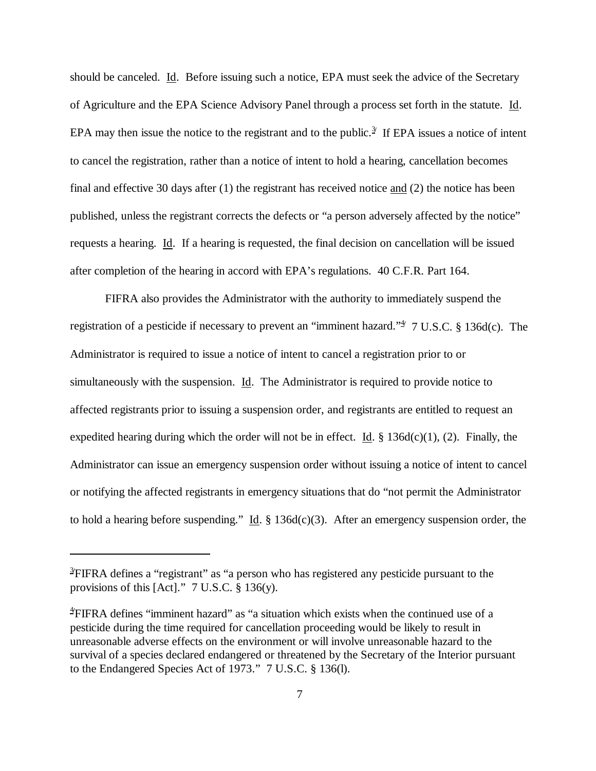should be canceled. Id. Before issuing such a notice, EPA must seek the advice of the Secretary of Agriculture and the EPA Science Advisory Panel through a process set forth in the statute. Id. EPA may then issue the notice to the registrant and to the public.[3] If EPA issues a notice of intent to cancel the registration, rather than a notice of intent to hold a hearing, cancellation becomes final and effective 30 days after (1) the registrant has received notice and (2) the notice has been published, unless the registrant corrects the defects or "a person adversely affected by the notice" requests a hearing. Id. If a hearing is requested, the final decision on cancellation will be issued after completion of the hearing in accord with EPA's regulations. 40 C.F.R. Part 164.

FIFRA also provides the Administrator with the authority to immediately suspend the registration of a pesticide if necessary to prevent an "imminent hazard."[4] 7 U.S.C. § 136d(c). The Administrator is required to issue a notice of intent to cancel a registration prior to or simultaneously with the suspension. Id. The Administrator is required to provide notice to affected registrants prior to issuing a suspension order, and registrants are entitled to request an expedited hearing during which the order will not be in effect. Id. § 136d(c)(1), (2). Finally, the Administrator can issue an emergency suspension order without issuing a notice of intent to cancel or notifying the affected registrants in emergency situations that do "not permit the Administrator to hold a hearing before suspending." Id. § 136d(c)(3). After an emergency suspension order, the

---

[3] FIFRA defines a "registrant" as "a person who has registered any pesticide pursuant to the provisions of this [Act]." 7 U.S.C. § 136(y).

[4] FIFRA defines "imminent hazard" as "a situation which exists when the continued use of a pesticide during the time required for cancellation proceeding would be likely to result in unreasonable adverse effects on the environment or will involve unreasonable hazard to the survival of a species declared endangered or threatened by the Secretary of the Interior pursuant to the Endangered Species Act of 1973." 7 U.S.C. § 136(l).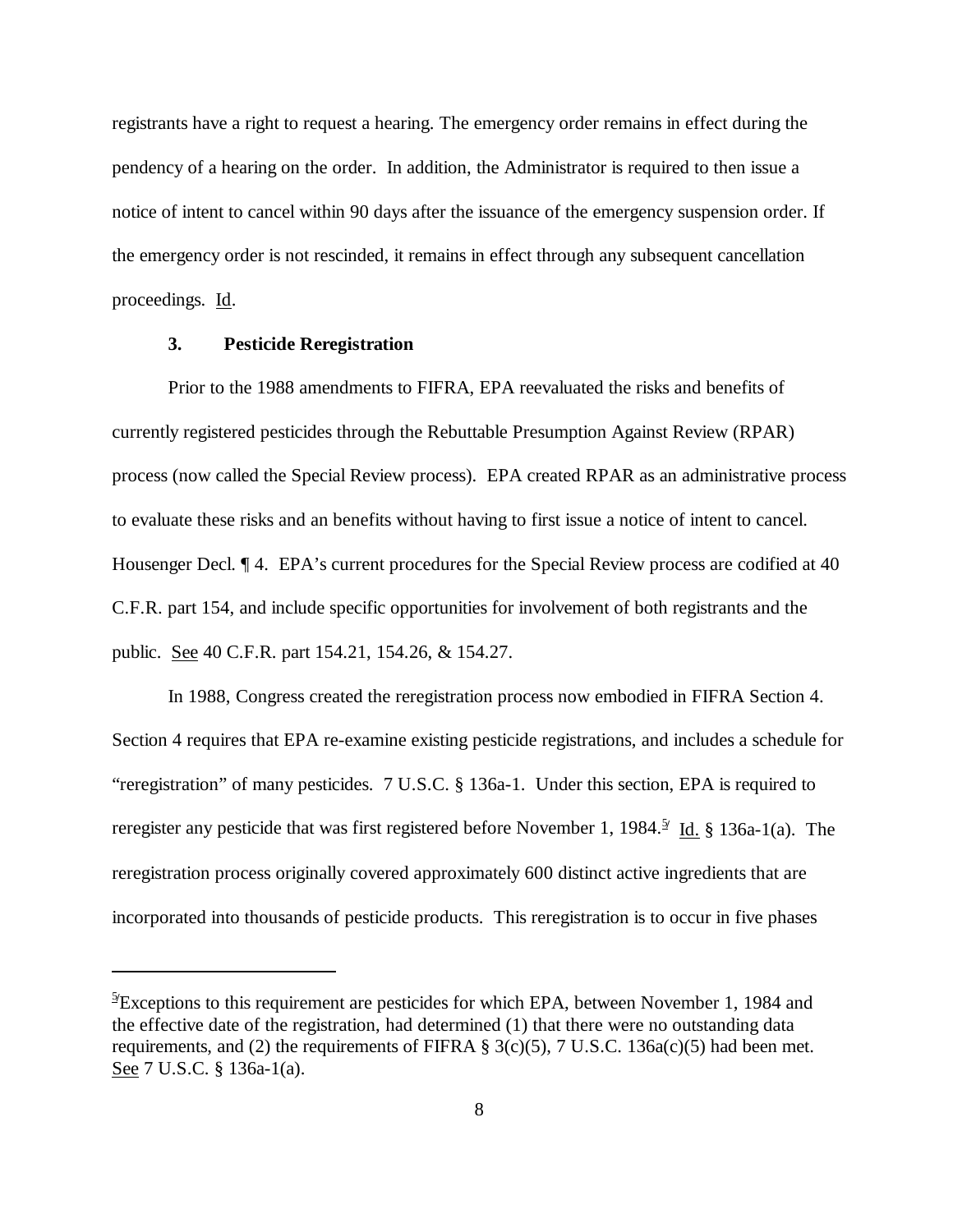registrants have a right to request a hearing. The emergency order remains in effect during the pendency of a hearing on the order. In addition, the Administrator is required to then issue a notice of intent to cancel within 90 days after the issuance of the emergency suspension order. If the emergency order is not rescinded, it remains in effect through any subsequent cancellation proceedings. Id.

### 3. Pesticide Reregistration

Prior to the 1988 amendments to FIFRA, EPA reevaluated the risks and benefits of currently registered pesticides through the Rebuttable Presumption Against Review (RPAR) process (now called the Special Review process). EPA created RPAR as an administrative process to evaluate these risks and an benefits without having to first issue a notice of intent to cancel. Housenger Decl. ¶ 4. EPA's current procedures for the Special Review process are codified at 40 C.F.R. part 154, and include specific opportunities for involvement of both registrants and the public. See 40 C.F.R. part 154.21, 154.26, & 154.27.

In 1988, Congress created the reregistration process now embodied in FIFRA Section 4. Section 4 requires that EPA re-examine existing pesticide registrations, and includes a schedule for "reregistration" of many pesticides. 7 U.S.C. § 136a-1. Under this section, EPA is required to reregister any pesticide that was first registered before November 1, 1984.[5] Id. § 136a-1(a). The reregistration process originally covered approximately 600 distinct active ingredients that are incorporated into thousands of pesticide products. This reregistration is to occur in five phases

---

[5]Exceptions to this requirement are pesticides for which EPA, between November 1, 1984 and the effective date of the registration, had determined (1) that there were no outstanding data requirements, and (2) the requirements of FIFRA § 3(c)(5), 7 U.S.C. 136a(c)(5) had been met. See 7 U.S.C. § 136a-1(a).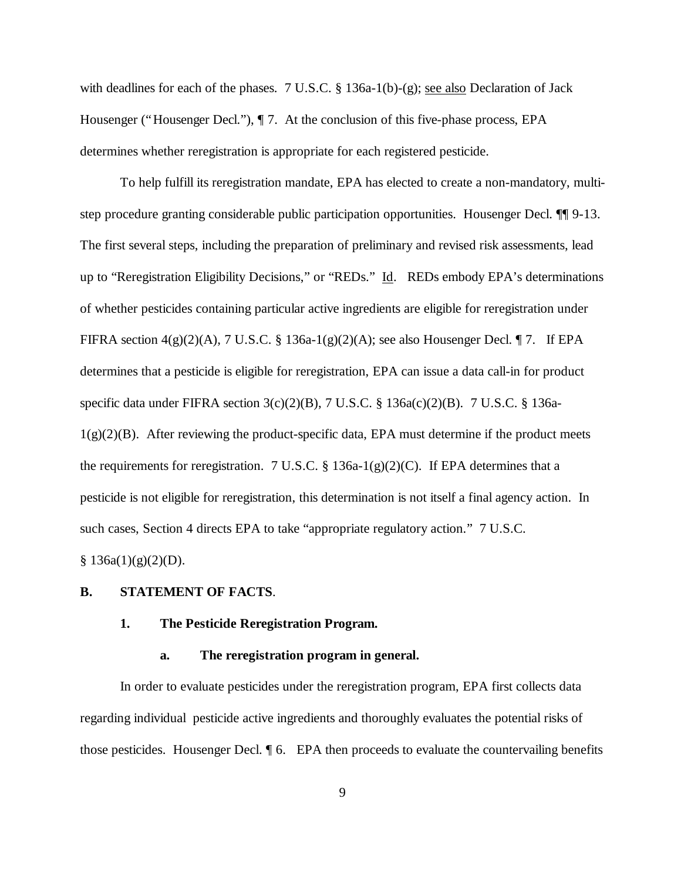with deadlines for each of the phases. 7 U.S.C. § 136a-1(b)-(g); see also Declaration of Jack Housenger ("Housenger Decl."), ¶ 7. At the conclusion of this five-phase process, EPA determines whether reregistration is appropriate for each registered pesticide.

To help fulfill its reregistration mandate, EPA has elected to create a non-mandatory, multi-step procedure granting considerable public participation opportunities. Housenger Decl. ¶¶ 9-13. The first several steps, including the preparation of preliminary and revised risk assessments, lead up to "Reregistration Eligibility Decisions," or "REDs." Id. REDs embody EPA's determinations of whether pesticides containing particular active ingredients are eligible for reregistration under FIFRA section 4(g)(2)(A), 7 U.S.C. § 136a-1(g)(2)(A); see also Housenger Decl. ¶ 7. If EPA determines that a pesticide is eligible for reregistration, EPA can issue a data call-in for product specific data under FIFRA section 3(c)(2)(B), 7 U.S.C. § 136a(c)(2)(B). 7 U.S.C. § 136a-1(g)(2)(B). After reviewing the product-specific data, EPA must determine if the product meets the requirements for reregistration. 7 U.S.C. § 136a-1(g)(2)(C). If EPA determines that a pesticide is not eligible for reregistration, this determination is not itself a final agency action. In such cases, Section 4 directs EPA to take "appropriate regulatory action." 7 U.S.C. § 136a(1)(g)(2)(D).

### B. STATEMENT OF FACTS.

#### 1. The Pesticide Reregistration Program.

##### a. The reregistration program in general.

In order to evaluate pesticides under the reregistration program, EPA first collects data regarding individual pesticide active ingredients and thoroughly evaluates the potential risks of those pesticides. Housenger Decl. ¶ 6. EPA then proceeds to evaluate the countervailing benefits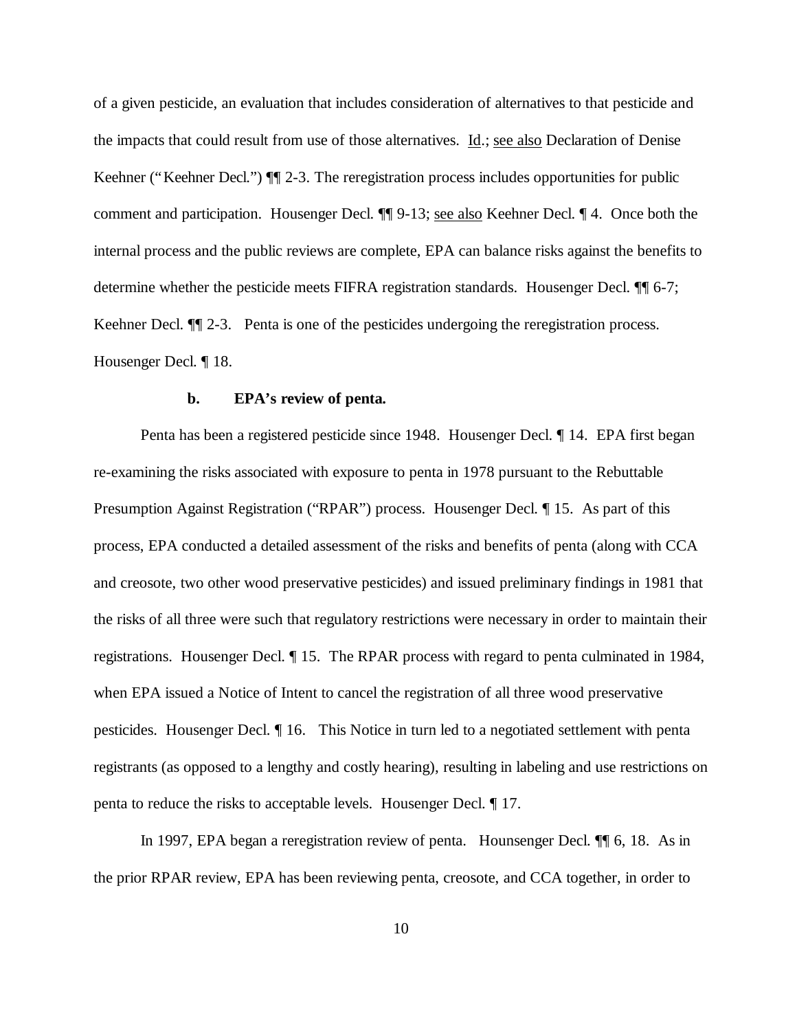of a given pesticide, an evaluation that includes consideration of alternatives to that pesticide and the impacts that could result from use of those alternatives. Id.; see also Declaration of Denise Keehner ("Keehner Decl.") ¶¶ 2-3. The reregistration process includes opportunities for public comment and participation. Housenger Decl. ¶¶ 9-13; see also Keehner Decl. ¶ 4. Once both the internal process and the public reviews are complete, EPA can balance risks against the benefits to determine whether the pesticide meets FIFRA registration standards. Housenger Decl. ¶¶ 6-7; Keehner Decl. ¶¶ 2-3. Penta is one of the pesticides undergoing the reregistration process. Housenger Decl. ¶ 18.

**b. EPA's review of penta.**

Penta has been a registered pesticide since 1948. Housenger Decl. ¶ 14. EPA first began re-examining the risks associated with exposure to penta in 1978 pursuant to the Rebuttable Presumption Against Registration ("RPAR") process. Housenger Decl. ¶ 15. As part of this process, EPA conducted a detailed assessment of the risks and benefits of penta (along with CCA and creosote, two other wood preservative pesticides) and issued preliminary findings in 1981 that the risks of all three were such that regulatory restrictions were necessary in order to maintain their registrations. Housenger Decl. ¶ 15. The RPAR process with regard to penta culminated in 1984, when EPA issued a Notice of Intent to cancel the registration of all three wood preservative pesticides. Housenger Decl. ¶ 16. This Notice in turn led to a negotiated settlement with penta registrants (as opposed to a lengthy and costly hearing), resulting in labeling and use restrictions on penta to reduce the risks to acceptable levels. Housenger Decl. ¶ 17.

In 1997, EPA began a reregistration review of penta. Hounsenger Decl. ¶¶ 6, 18. As in the prior RPAR review, EPA has been reviewing penta, creosote, and CCA together, in order to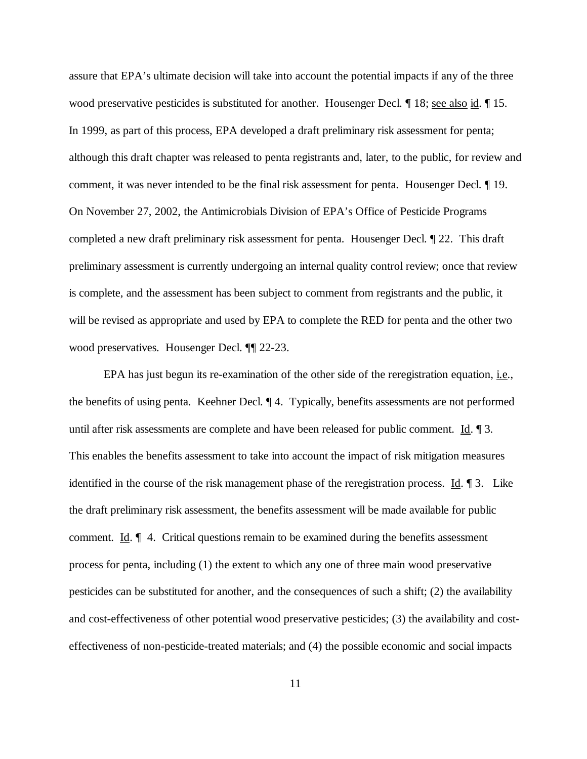assure that EPA's ultimate decision will take into account the potential impacts if any of the three wood preservative pesticides is substituted for another. Housenger Decl. ¶ 18; see also id. ¶ 15. In 1999, as part of this process, EPA developed a draft preliminary risk assessment for penta; although this draft chapter was released to penta registrants and, later, to the public, for review and comment, it was never intended to be the final risk assessment for penta. Housenger Decl. ¶ 19. On November 27, 2002, the Antimicrobials Division of EPA's Office of Pesticide Programs completed a new draft preliminary risk assessment for penta. Housenger Decl. ¶ 22. This draft preliminary assessment is currently undergoing an internal quality control review; once that review is complete, and the assessment has been subject to comment from registrants and the public, it will be revised as appropriate and used by EPA to complete the RED for penta and the other two wood preservatives. Housenger Decl. ¶¶ 22-23.

EPA has just begun its re-examination of the other side of the reregistration equation, i.e., the benefits of using penta. Keehner Decl. ¶ 4. Typically, benefits assessments are not performed until after risk assessments are complete and have been released for public comment. Id. ¶ 3. This enables the benefits assessment to take into account the impact of risk mitigation measures identified in the course of the risk management phase of the reregistration process. Id. ¶ 3. Like the draft preliminary risk assessment, the benefits assessment will be made available for public comment. Id. ¶ 4. Critical questions remain to be examined during the benefits assessment process for penta, including (1) the extent to which any one of three main wood preservative pesticides can be substituted for another, and the consequences of such a shift; (2) the availability and cost-effectiveness of other potential wood preservative pesticides; (3) the availability and cost-effectiveness of non-pesticide-treated materials; and (4) the possible economic and social impacts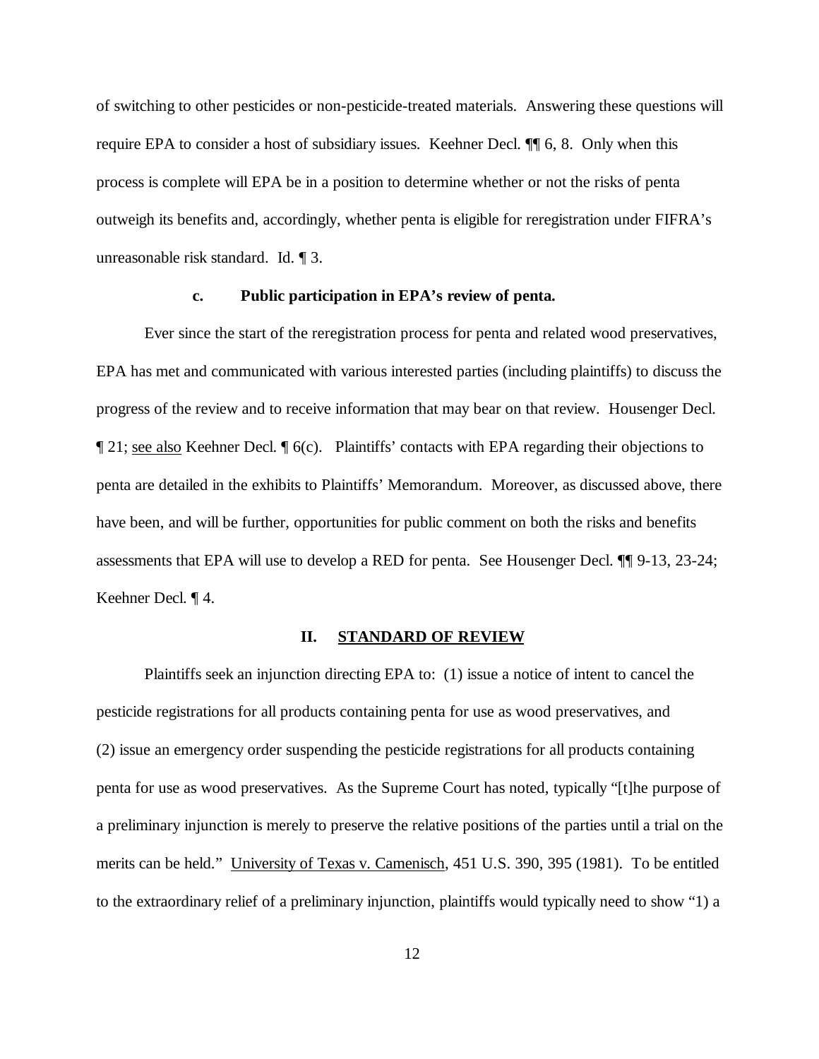of switching to other pesticides or non-pesticide-treated materials. Answering these questions will require EPA to consider a host of subsidiary issues. Keehner Decl. ¶¶ 6, 8. Only when this process is complete will EPA be in a position to determine whether or not the risks of penta outweigh its benefits and, accordingly, whether penta is eligible for reregistration under FIFRA's unreasonable risk standard. Id. ¶ 3.

#### c. Public participation in EPA's review of penta.

Ever since the start of the reregistration process for penta and related wood preservatives, EPA has met and communicated with various interested parties (including plaintiffs) to discuss the progress of the review and to receive information that may bear on that review. Housenger Decl. ¶ 21; see also Keehner Decl. ¶ 6(c). Plaintiffs' contacts with EPA regarding their objections to penta are detailed in the exhibits to Plaintiffs' Memorandum. Moreover, as discussed above, there have been, and will be further, opportunities for public comment on both the risks and benefits assessments that EPA will use to develop a RED for penta. See Housenger Decl. ¶¶ 9-13, 23-24; Keehner Decl. ¶ 4.

## II. STANDARD OF REVIEW

Plaintiffs seek an injunction directing EPA to: (1) issue a notice of intent to cancel the pesticide registrations for all products containing penta for use as wood preservatives, and (2) issue an emergency order suspending the pesticide registrations for all products containing penta for use as wood preservatives. As the Supreme Court has noted, typically "[t]he purpose of a preliminary injunction is merely to preserve the relative positions of the parties until a trial on the merits can be held." University of Texas v. Camenisch, 451 U.S. 390, 395 (1981). To be entitled to the extraordinary relief of a preliminary injunction, plaintiffs would typically need to show "1) a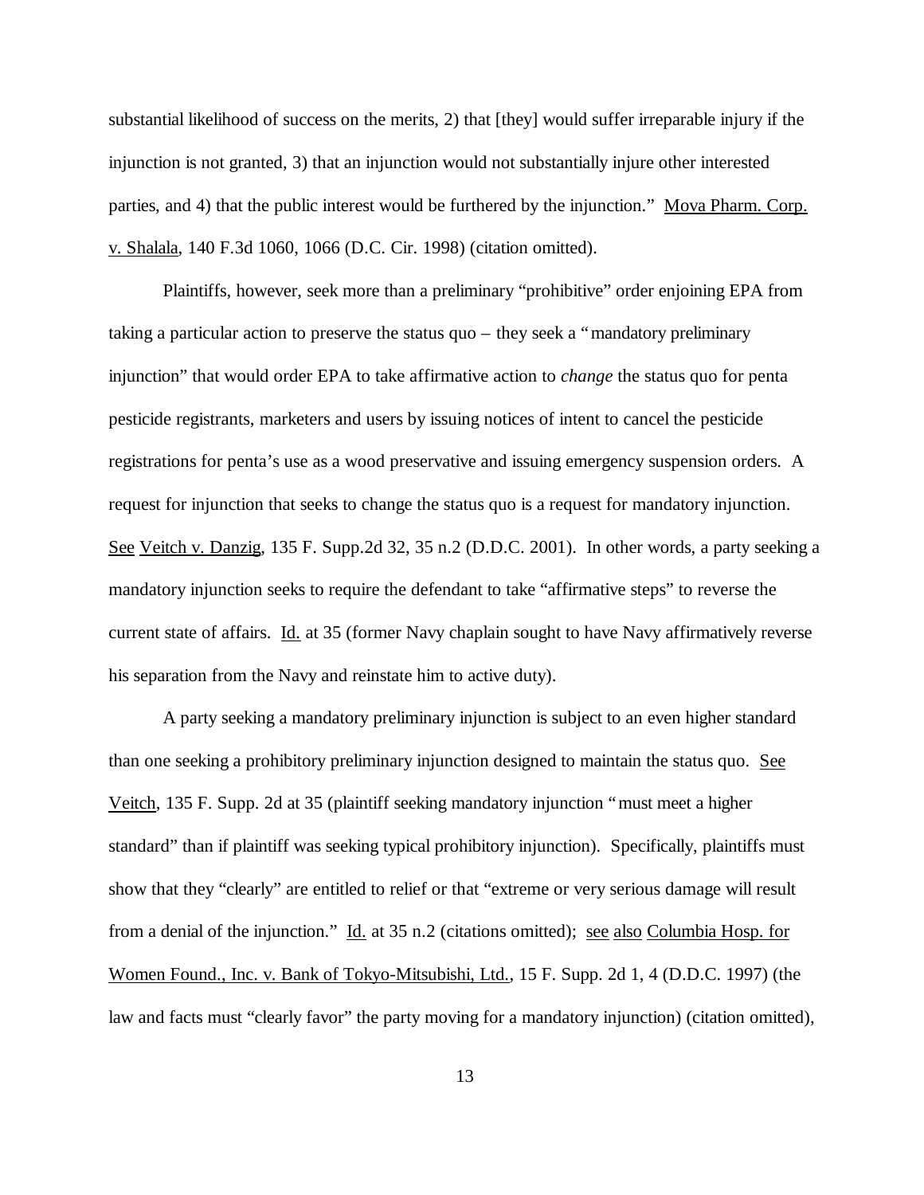substantial likelihood of success on the merits, 2) that [they] would suffer irreparable injury if the injunction is not granted, 3) that an injunction would not substantially injure other interested parties, and 4) that the public interest would be furthered by the injunction." Mova Pharm. Corp. v. Shalala, 140 F.3d 1060, 1066 (D.C. Cir. 1998) (citation omitted).

Plaintiffs, however, seek more than a preliminary "prohibitive" order enjoining EPA from taking a particular action to preserve the status quo – they seek a "mandatory preliminary injunction" that would order EPA to take affirmative action to *change* the status quo for penta pesticide registrants, marketers and users by issuing notices of intent to cancel the pesticide registrations for penta's use as a wood preservative and issuing emergency suspension orders. A request for injunction that seeks to change the status quo is a request for mandatory injunction. See Veitch v. Danzig, 135 F. Supp.2d 32, 35 n.2 (D.D.C. 2001). In other words, a party seeking a mandatory injunction seeks to require the defendant to take "affirmative steps" to reverse the current state of affairs. Id. at 35 (former Navy chaplain sought to have Navy affirmatively reverse his separation from the Navy and reinstate him to active duty).

A party seeking a mandatory preliminary injunction is subject to an even higher standard than one seeking a prohibitory preliminary injunction designed to maintain the status quo. See Veitch, 135 F. Supp. 2d at 35 (plaintiff seeking mandatory injunction "must meet a higher standard" than if plaintiff was seeking typical prohibitory injunction). Specifically, plaintiffs must show that they "clearly" are entitled to relief or that "extreme or very serious damage will result from a denial of the injunction." Id. at 35 n.2 (citations omitted); see also Columbia Hosp. for Women Found., Inc. v. Bank of Tokyo-Mitsubishi, Ltd., 15 F. Supp. 2d 1, 4 (D.D.C. 1997) (the law and facts must "clearly favor" the party moving for a mandatory injunction) (citation omitted),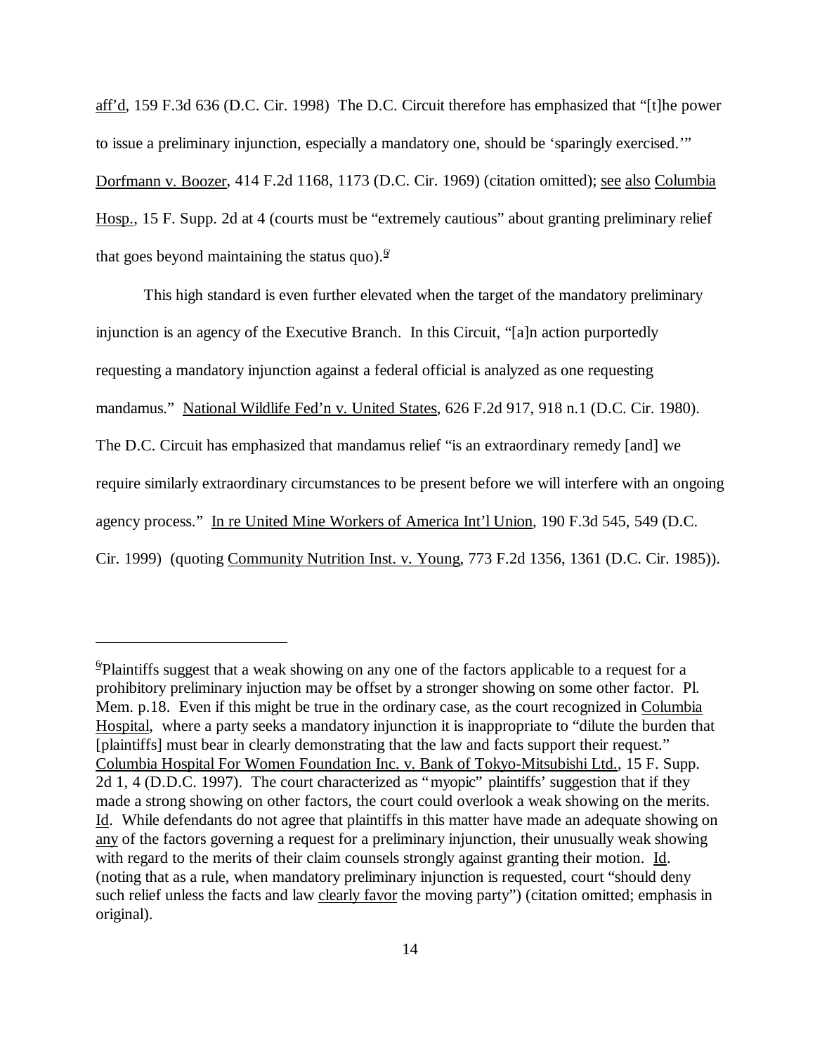aff'd, 159 F.3d 636 (D.C. Cir. 1998) The D.C. Circuit therefore has emphasized that "[t]he power to issue a preliminary injunction, especially a mandatory one, should be 'sparingly exercised.'" Dorfmann v. Boozer, 414 F.2d 1168, 1173 (D.C. Cir. 1969) (citation omitted); see also Columbia Hosp., 15 F. Supp. 2d at 4 (courts must be "extremely cautious" about granting preliminary relief that goes beyond maintaining the status quo).[6]

This high standard is even further elevated when the target of the mandatory preliminary injunction is an agency of the Executive Branch. In this Circuit, "[a]n action purportedly requesting a mandatory injunction against a federal official is analyzed as one requesting mandamus." National Wildlife Fed'n v. United States, 626 F.2d 917, 918 n.1 (D.C. Cir. 1980). The D.C. Circuit has emphasized that mandamus relief "is an extraordinary remedy [and] we require similarly extraordinary circumstances to be present before we will interfere with an ongoing agency process." In re United Mine Workers of America Int'l Union, 190 F.3d 545, 549 (D.C. Cir. 1999) (quoting Community Nutrition Inst. v. Young, 773 F.2d 1356, 1361 (D.C. Cir. 1985)).

---

[6] Plaintiffs suggest that a weak showing on any one of the factors applicable to a request for a prohibitory preliminary injunction may be offset by a stronger showing on some other factor. Pl. Mem. p.18. Even if this might be true in the ordinary case, as the court recognized in Columbia Hospital, where a party seeks a mandatory injunction it is inappropriate to "dilute the burden that [plaintiffs] must bear in clearly demonstrating that the law and facts support their request." Columbia Hospital For Women Foundation Inc. v. Bank of Tokyo-Mitsubishi Ltd., 15 F. Supp. 2d 1, 4 (D.D.C. 1997). The court characterized as "myopic" plaintiffs' suggestion that if they made a strong showing on other factors, the court could overlook a weak showing on the merits. Id. While defendants do not agree that plaintiffs in this matter have made an adequate showing on any of the factors governing a request for a preliminary injunction, their unusually weak showing with regard to the merits of their claim counsels strongly against granting their motion. Id. (noting that as a rule, when mandatory preliminary injunction is requested, court "should deny such relief unless the facts and law clearly favor the moving party") (citation omitted; emphasis in original).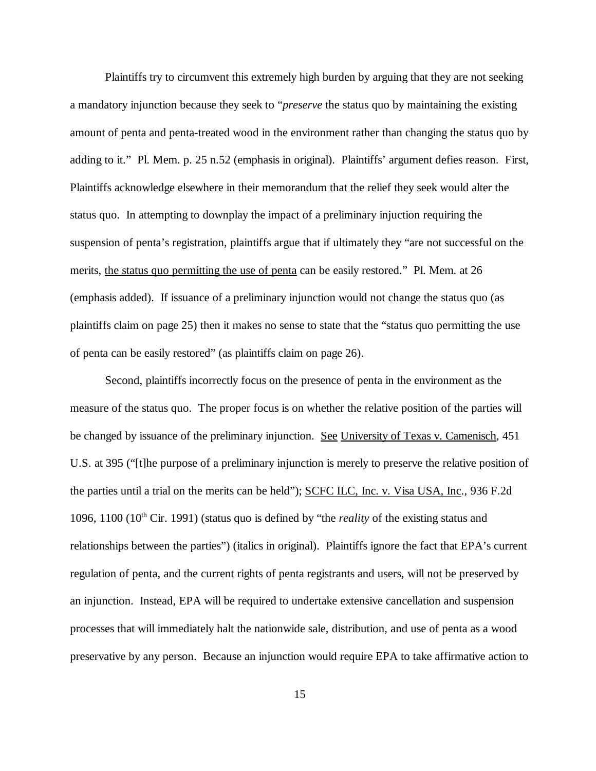Plaintiffs try to circumvent this extremely high burden by arguing that they are not seeking a mandatory injunction because they seek to "*preserve* the status quo by maintaining the existing amount of penta and penta-treated wood in the environment rather than changing the status quo by adding to it." Pl. Mem. p. 25 n.52 (emphasis in original). Plaintiffs' argument defies reason. First, Plaintiffs acknowledge elsewhere in their memorandum that the relief they seek would alter the status quo. In attempting to downplay the impact of a preliminary injunction requiring the suspension of penta's registration, plaintiffs argue that if ultimately they "are not successful on the merits, <u>the status quo permitting the use of penta</u> can be easily restored." Pl. Mem. at 26 (emphasis added). If issuance of a preliminary injunction would not change the status quo (as plaintiffs claim on page 25) then it makes no sense to state that the "status quo permitting the use of penta can be easily restored" (as plaintiffs claim on page 26).

Second, plaintiffs incorrectly focus on the presence of penta in the environment as the measure of the status quo. The proper focus is on whether the relative position of the parties will be changed by issuance of the preliminary injunction. <u>See</u> <u>University of Texas v. Camenisch</u>, 451 U.S. at 395 ("[t]he purpose of a preliminary injunction is merely to preserve the relative position of the parties until a trial on the merits can be held"); <u>SCFC ILC, Inc. v. Visa USA, Inc</u>., 936 F.2d 1096, 1100 (10th Cir. 1991) (status quo is defined by "the *reality* of the existing status and relationships between the parties") (italics in original). Plaintiffs ignore the fact that EPA's current regulation of penta, and the current rights of penta registrants and users, will not be preserved by an injunction. Instead, EPA will be required to undertake extensive cancellation and suspension processes that will immediately halt the nationwide sale, distribution, and use of penta as a wood preservative by any person. Because an injunction would require EPA to take affirmative action to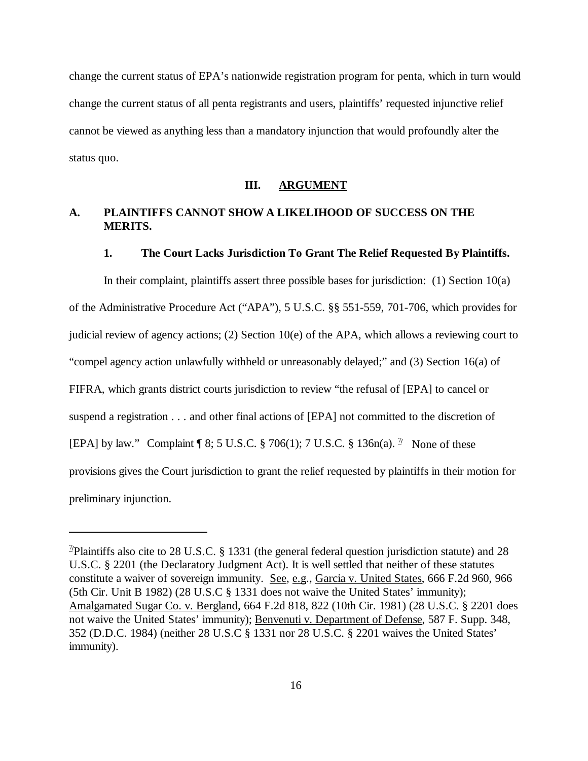change the current status of EPA's nationwide registration program for penta, which in turn would change the current status of all penta registrants and users, plaintiffs' requested injunctive relief cannot be viewed as anything less than a mandatory injunction that would profoundly alter the status quo.

## III. ARGUMENT

### A. PLAINTIFFS CANNOT SHOW A LIKELIHOOD OF SUCCESS ON THE MERITS.

#### 1. The Court Lacks Jurisdiction To Grant The Relief Requested By Plaintiffs.

In their complaint, plaintiffs assert three possible bases for jurisdiction: (1) Section 10(a) of the Administrative Procedure Act ("APA"), 5 U.S.C. §§ 551-559, 701-706, which provides for judicial review of agency actions; (2) Section 10(e) of the APA, which allows a reviewing court to "compel agency action unlawfully withheld or unreasonably delayed;" and (3) Section 16(a) of FIFRA, which grants district courts jurisdiction to review "the refusal of [EPA] to cancel or suspend a registration . . . and other final actions of [EPA] not committed to the discretion of [EPA] by law." Complaint ¶ 8; 5 U.S.C. § 706(1); 7 U.S.C. § 136n(a). [7] None of these provisions gives the Court jurisdiction to grant the relief requested by plaintiffs in their motion for preliminary injunction.

---

[7] Plaintiffs also cite to 28 U.S.C. § 1331 (the general federal question jurisdiction statute) and 28 U.S.C. § 2201 (the Declaratory Judgment Act). It is well settled that neither of these statutes constitute a waiver of sovereign immunity. See, e.g., Garcia v. United States, 666 F.2d 960, 966 (5th Cir. Unit B 1982) (28 U.S.C § 1331 does not waive the United States' immunity); Amalgamated Sugar Co. v. Bergland, 664 F.2d 818, 822 (10th Cir. 1981) (28 U.S.C. § 2201 does not waive the United States' immunity); Benvenuti v. Department of Defense, 587 F. Supp. 348, 352 (D.D.C. 1984) (neither 28 U.S.C § 1331 nor 28 U.S.C. § 2201 waives the United States' immunity).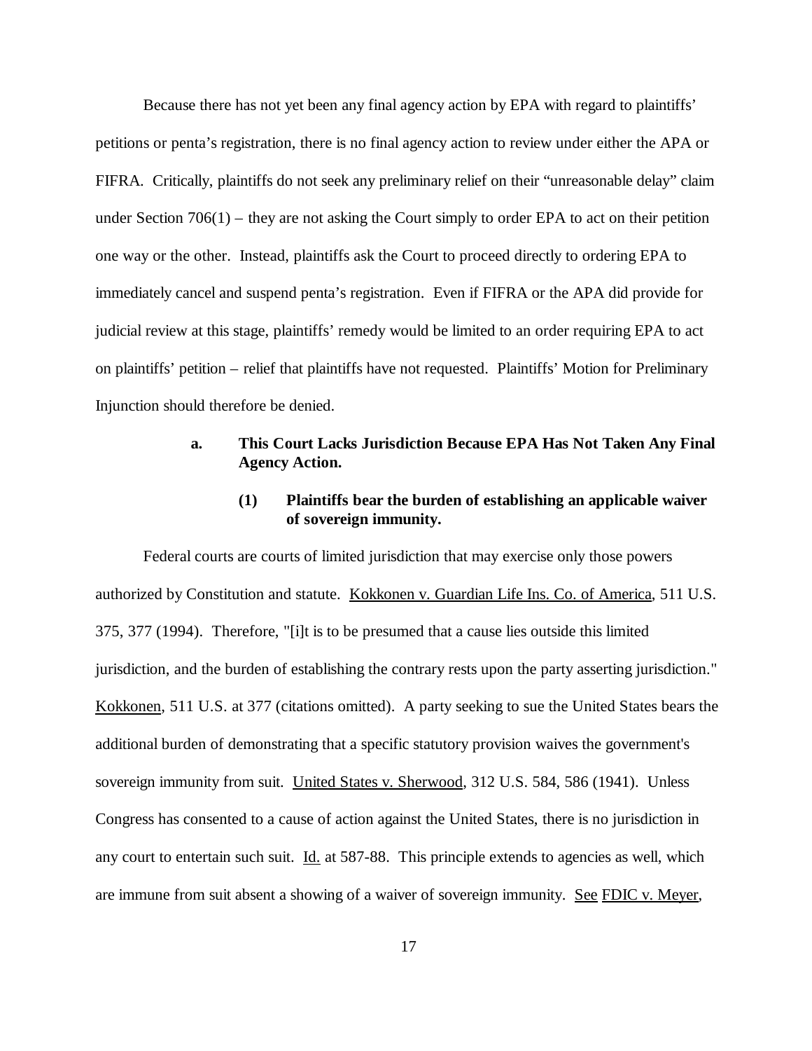Because there has not yet been any final agency action by EPA with regard to plaintiffs' petitions or penta's registration, there is no final agency action to review under either the APA or FIFRA. Critically, plaintiffs do not seek any preliminary relief on their "unreasonable delay" claim under Section 706(1) – they are not asking the Court simply to order EPA to act on their petition one way or the other. Instead, plaintiffs ask the Court to proceed directly to ordering EPA to immediately cancel and suspend penta's registration. Even if FIFRA or the APA did provide for judicial review at this stage, plaintiffs' remedy would be limited to an order requiring EPA to act on plaintiffs' petition – relief that plaintiffs have not requested. Plaintiffs' Motion for Preliminary Injunction should therefore be denied.

#### a. This Court Lacks Jurisdiction Because EPA Has Not Taken Any Final Agency Action.

##### (1) Plaintiffs bear the burden of establishing an applicable waiver of sovereign immunity.

Federal courts are courts of limited jurisdiction that may exercise only those powers authorized by Constitution and statute. Kokkonen v. Guardian Life Ins. Co. of America, 511 U.S. 375, 377 (1994). Therefore, "[i]t is to be presumed that a cause lies outside this limited jurisdiction, and the burden of establishing the contrary rests upon the party asserting jurisdiction." Kokkonen, 511 U.S. at 377 (citations omitted). A party seeking to sue the United States bears the additional burden of demonstrating that a specific statutory provision waives the government's sovereign immunity from suit. United States v. Sherwood, 312 U.S. 584, 586 (1941). Unless Congress has consented to a cause of action against the United States, there is no jurisdiction in any court to entertain such suit. Id. at 587-88. This principle extends to agencies as well, which are immune from suit absent a showing of a waiver of sovereign immunity. See FDIC v. Meyer,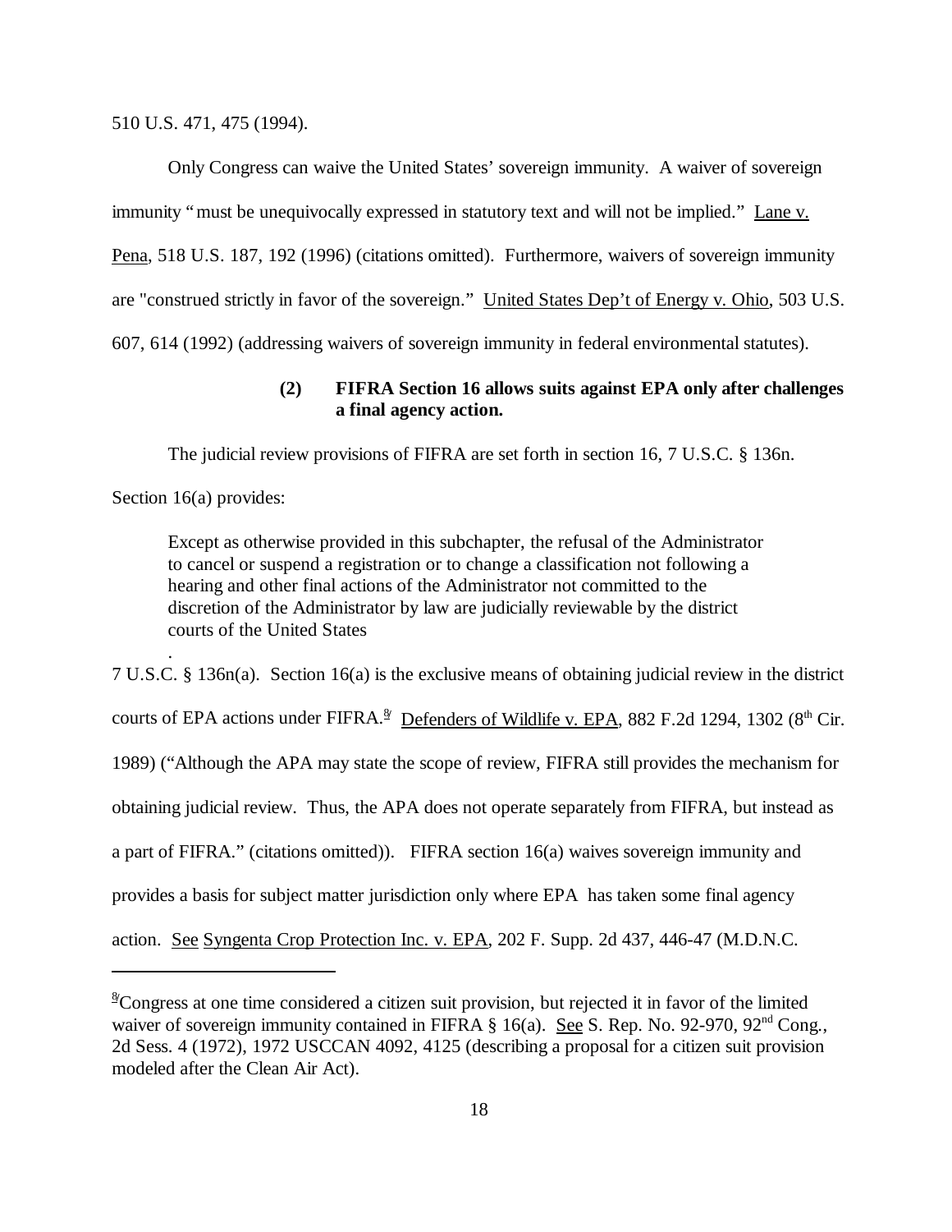510 U.S. 471, 475 (1994).

Only Congress can waive the United States' sovereign immunity. A waiver of sovereign immunity "must be unequivocally expressed in statutory text and will not be implied." Lane v. Pena, 518 U.S. 187, 192 (1996) (citations omitted). Furthermore, waivers of sovereign immunity are "construed strictly in favor of the sovereign." United States Dep't of Energy v. Ohio, 503 U.S. 607, 614 (1992) (addressing waivers of sovereign immunity in federal environmental statutes).

**(2) FIFRA Section 16 allows suits against EPA only after challenges a final agency action.**

The judicial review provisions of FIFRA are set forth in section 16, 7 U.S.C. § 136n. Section 16(a) provides:

> Except as otherwise provided in this subchapter, the refusal of the Administrator to cancel or suspend a registration or to change a classification not following a hearing and other final actions of the Administrator not committed to the discretion of the Administrator by law are judicially reviewable by the district courts of the United States
>
> .

7 U.S.C. § 136n(a). Section 16(a) is the exclusive means of obtaining judicial review in the district courts of EPA actions under FIFRA.[8] Defenders of Wildlife v. EPA, 882 F.2d 1294, 1302 (8th Cir. 1989) ("Although the APA may state the scope of review, FIFRA still provides the mechanism for obtaining judicial review. Thus, the APA does not operate separately from FIFRA, but instead as a part of FIFRA." (citations omitted)). FIFRA section 16(a) waives sovereign immunity and provides a basis for subject matter jurisdiction only where EPA has taken some final agency action. See Syngenta Crop Protection Inc. v. EPA, 202 F. Supp. 2d 437, 446-47 (M.D.N.C.

---

[8] Congress at one time considered a citizen suit provision, but rejected it in favor of the limited waiver of sovereign immunity contained in FIFRA § 16(a). See S. Rep. No. 92-970, 92nd Cong., 2d Sess. 4 (1972), 1972 USCCAN 4092, 4125 (describing a proposal for a citizen suit provision modeled after the Clean Air Act).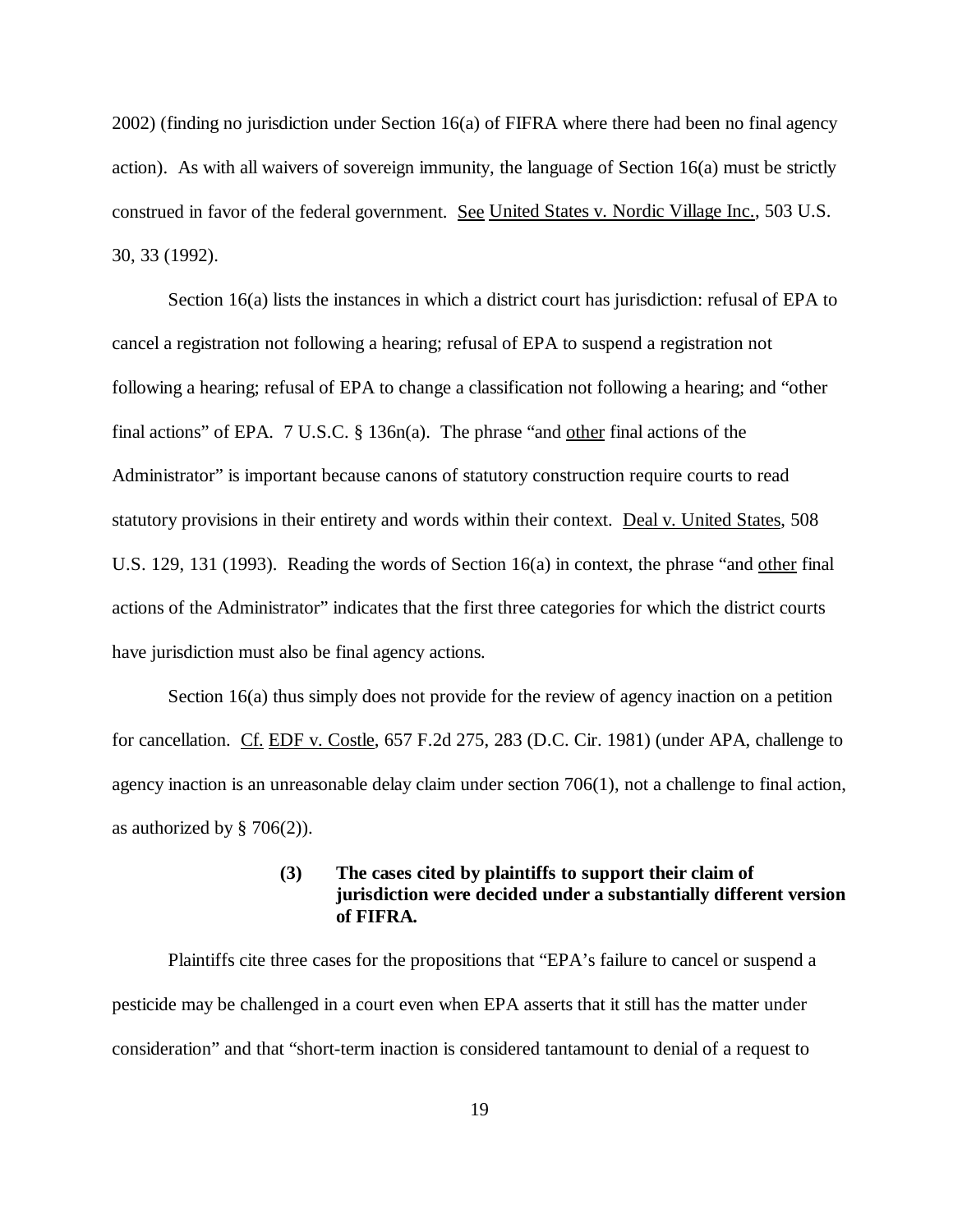2002) (finding no jurisdiction under Section 16(a) of FIFRA where there had been no final agency action). As with all waivers of sovereign immunity, the language of Section 16(a) must be strictly construed in favor of the federal government. See United States v. Nordic Village Inc., 503 U.S. 30, 33 (1992).

Section 16(a) lists the instances in which a district court has jurisdiction: refusal of EPA to cancel a registration not following a hearing; refusal of EPA to suspend a registration not following a hearing; refusal of EPA to change a classification not following a hearing; and "other final actions" of EPA. 7 U.S.C. § 136n(a). The phrase "and other final actions of the Administrator" is important because canons of statutory construction require courts to read statutory provisions in their entirety and words within their context. Deal v. United States, 508 U.S. 129, 131 (1993). Reading the words of Section 16(a) in context, the phrase "and other final actions of the Administrator" indicates that the first three categories for which the district courts have jurisdiction must also be final agency actions.

Section 16(a) thus simply does not provide for the review of agency inaction on a petition for cancellation. Cf. EDF v. Costle, 657 F.2d 275, 283 (D.C. Cir. 1981) (under APA, challenge to agency inaction is an unreasonable delay claim under section 706(1), not a challenge to final action, as authorized by § 706(2)).

**(3) The cases cited by plaintiffs to support their claim of jurisdiction were decided under a substantially different version of FIFRA.**

Plaintiffs cite three cases for the propositions that "EPA's failure to cancel or suspend a pesticide may be challenged in a court even when EPA asserts that it still has the matter under consideration" and that "short-term inaction is considered tantamount to denial of a request to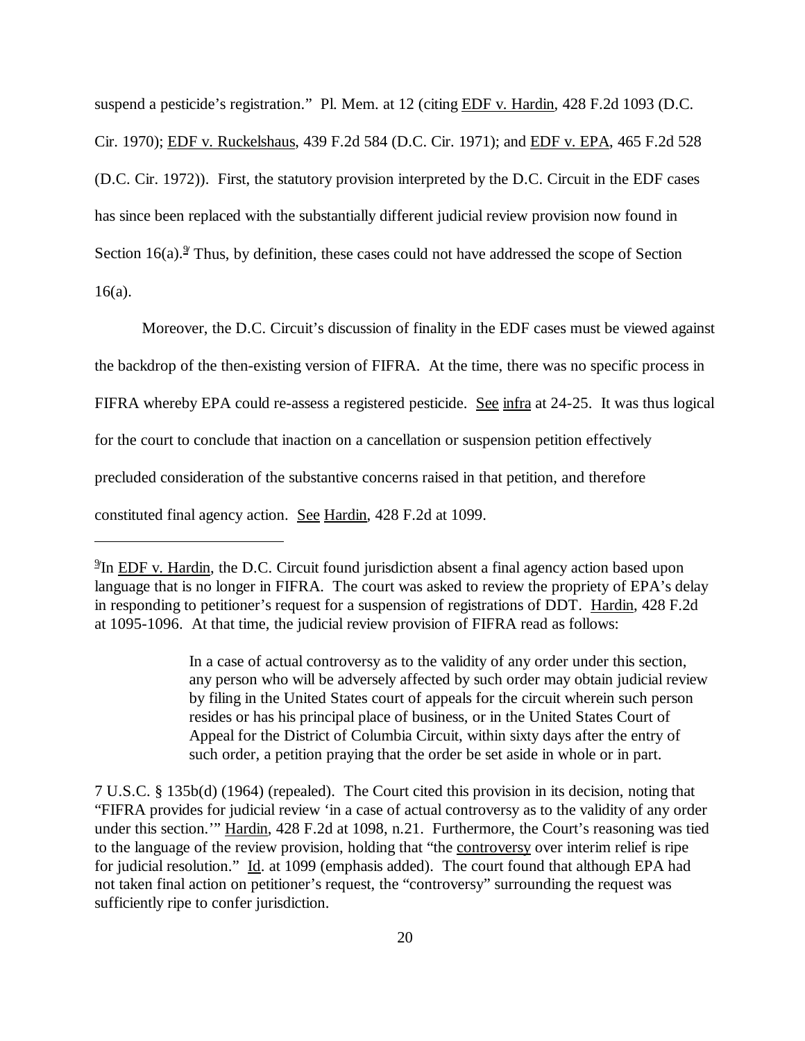suspend a pesticide's registration." Pl. Mem. at 12 (citing EDF v. Hardin, 428 F.2d 1093 (D.C. Cir. 1970); EDF v. Ruckelshaus, 439 F.2d 584 (D.C. Cir. 1971); and EDF v. EPA, 465 F.2d 528 (D.C. Cir. 1972)). First, the statutory provision interpreted by the D.C. Circuit in the EDF cases has since been replaced with the substantially different judicial review provision now found in Section 16(a).[9] Thus, by definition, these cases could not have addressed the scope of Section 16(a).

Moreover, the D.C. Circuit's discussion of finality in the EDF cases must be viewed against the backdrop of the then-existing version of FIFRA. At the time, there was no specific process in FIFRA whereby EPA could re-assess a registered pesticide. See infra at 24-25. It was thus logical for the court to conclude that inaction on a cancellation or suspension petition effectively precluded consideration of the substantive concerns raised in that petition, and therefore constituted final agency action. See Hardin, 428 F.2d at 1099.

---

[9] In EDF v. Hardin, the D.C. Circuit found jurisdiction absent a final agency action based upon language that is no longer in FIFRA. The court was asked to review the propriety of EPA's delay in responding to petitioner's request for a suspension of registrations of DDT. Hardin, 428 F.2d at 1095-1096. At that time, the judicial review provision of FIFRA read as follows:

> In a case of actual controversy as to the validity of any order under this section, any person who will be adversely affected by such order may obtain judicial review by filing in the United States court of appeals for the circuit wherein such person resides or has his principal place of business, or in the United States Court of Appeal for the District of Columbia Circuit, within sixty days after the entry of such order, a petition praying that the order be set aside in whole or in part.

7 U.S.C. § 135b(d) (1964) (repealed). The Court cited this provision in its decision, noting that "FIFRA provides for judicial review 'in a case of actual controversy as to the validity of any order under this section.'" Hardin, 428 F.2d at 1098, n.21. Furthermore, the Court's reasoning was tied to the language of the review provision, holding that "the controversy over interim relief is ripe for judicial resolution." Id. at 1099 (emphasis added). The court found that although EPA had not taken final action on petitioner's request, the "controversy" surrounding the request was sufficiently ripe to confer jurisdiction.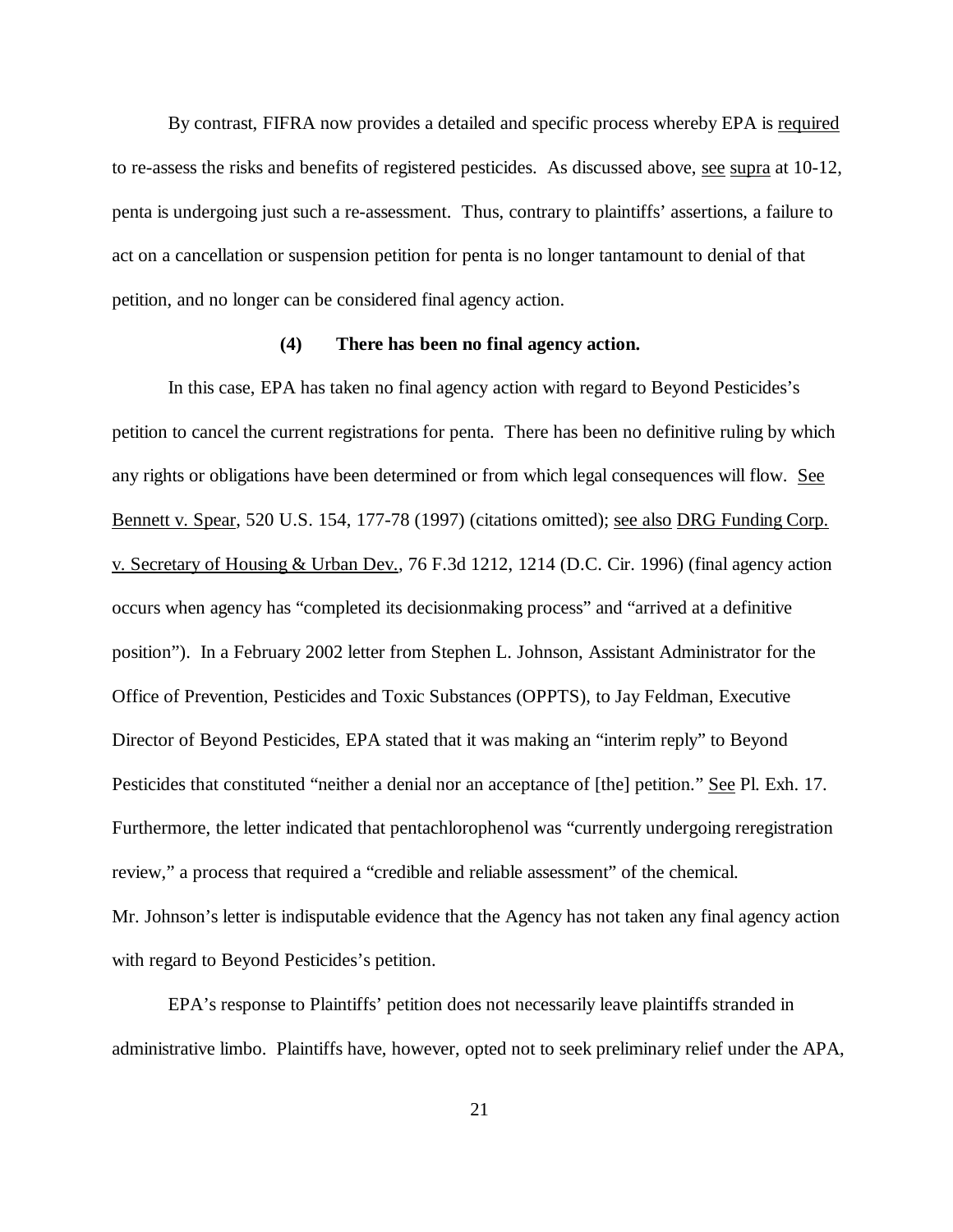By contrast, FIFRA now provides a detailed and specific process whereby EPA is required to re-assess the risks and benefits of registered pesticides. As discussed above, see supra at 10-12, penta is undergoing just such a re-assessment. Thus, contrary to plaintiffs' assertions, a failure to act on a cancellation or suspension petition for penta is no longer tantamount to denial of that petition, and no longer can be considered final agency action.

**(4) There has been no final agency action.**

In this case, EPA has taken no final agency action with regard to Beyond Pesticides's petition to cancel the current registrations for penta. There has been no definitive ruling by which any rights or obligations have been determined or from which legal consequences will flow. See Bennett v. Spear, 520 U.S. 154, 177-78 (1997) (citations omitted); see also DRG Funding Corp. v. Secretary of Housing & Urban Dev., 76 F.3d 1212, 1214 (D.C. Cir. 1996) (final agency action occurs when agency has "completed its decisionmaking process" and "arrived at a definitive position"). In a February 2002 letter from Stephen L. Johnson, Assistant Administrator for the Office of Prevention, Pesticides and Toxic Substances (OPPTS), to Jay Feldman, Executive Director of Beyond Pesticides, EPA stated that it was making an "interim reply" to Beyond Pesticides that constituted "neither a denial nor an acceptance of [the] petition." See Pl. Exh. 17. Furthermore, the letter indicated that pentachlorophenol was "currently undergoing reregistration review," a process that required a "credible and reliable assessment" of the chemical. Mr. Johnson's letter is indisputable evidence that the Agency has not taken any final agency action with regard to Beyond Pesticides's petition.

EPA's response to Plaintiffs' petition does not necessarily leave plaintiffs stranded in administrative limbo. Plaintiffs have, however, opted not to seek preliminary relief under the APA,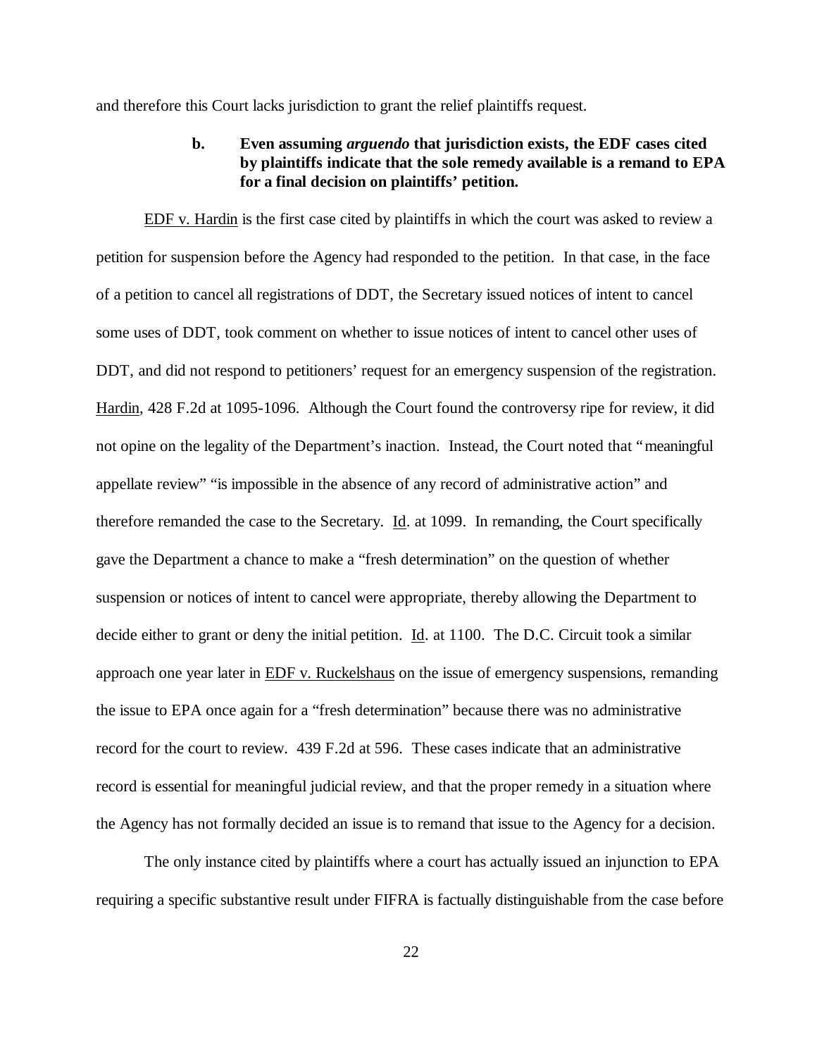and therefore this Court lacks jurisdiction to grant the relief plaintiffs request.

**b. Even assuming *arguendo* that jurisdiction exists, the EDF cases cited by plaintiffs indicate that the sole remedy available is a remand to EPA for a final decision on plaintiffs' petition.**

EDF v. Hardin is the first case cited by plaintiffs in which the court was asked to review a petition for suspension before the Agency had responded to the petition. In that case, in the face of a petition to cancel all registrations of DDT, the Secretary issued notices of intent to cancel some uses of DDT, took comment on whether to issue notices of intent to cancel other uses of DDT, and did not respond to petitioners' request for an emergency suspension of the registration. Hardin, 428 F.2d at 1095-1096. Although the Court found the controversy ripe for review, it did not opine on the legality of the Department's inaction. Instead, the Court noted that "meaningful appellate review" "is impossible in the absence of any record of administrative action" and therefore remanded the case to the Secretary. Id. at 1099. In remanding, the Court specifically gave the Department a chance to make a "fresh determination" on the question of whether suspension or notices of intent to cancel were appropriate, thereby allowing the Department to decide either to grant or deny the initial petition. Id. at 1100. The D.C. Circuit took a similar approach one year later in EDF v. Ruckelshaus on the issue of emergency suspensions, remanding the issue to EPA once again for a "fresh determination" because there was no administrative record for the court to review. 439 F.2d at 596. These cases indicate that an administrative record is essential for meaningful judicial review, and that the proper remedy in a situation where the Agency has not formally decided an issue is to remand that issue to the Agency for a decision.

The only instance cited by plaintiffs where a court has actually issued an injunction to EPA requiring a specific substantive result under FIFRA is factually distinguishable from the case before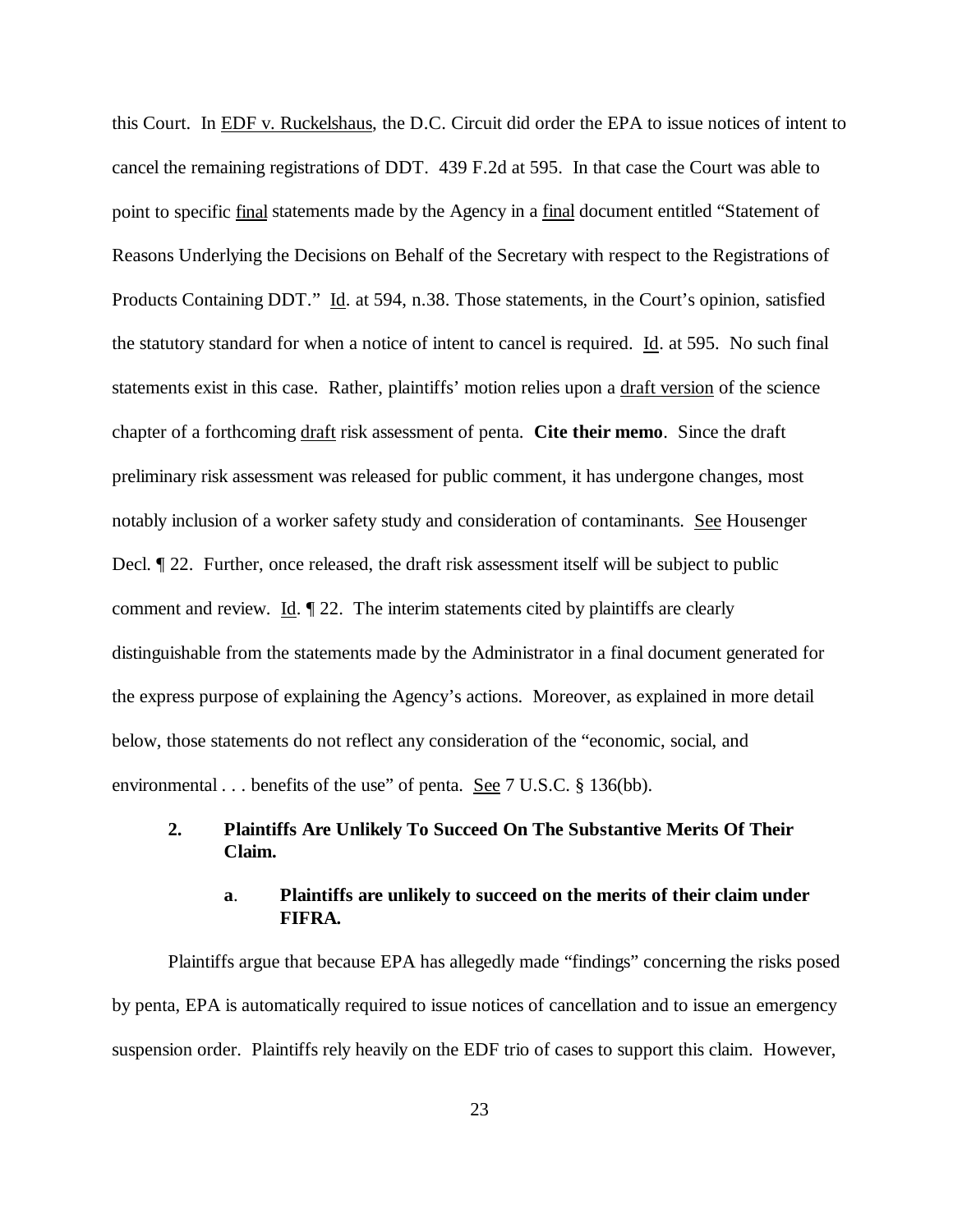this Court. In EDF v. Ruckelshaus, the D.C. Circuit did order the EPA to issue notices of intent to cancel the remaining registrations of DDT. 439 F.2d at 595. In that case the Court was able to point to specific final statements made by the Agency in a final document entitled "Statement of Reasons Underlying the Decisions on Behalf of the Secretary with respect to the Registrations of Products Containing DDT." Id. at 594, n.38. Those statements, in the Court's opinion, satisfied the statutory standard for when a notice of intent to cancel is required. Id. at 595. No such final statements exist in this case. Rather, plaintiffs' motion relies upon a draft version of the science chapter of a forthcoming draft risk assessment of penta. **Cite their memo**. Since the draft preliminary risk assessment was released for public comment, it has undergone changes, most notably inclusion of a worker safety study and consideration of contaminants. See Housenger Decl. ¶ 22. Further, once released, the draft risk assessment itself will be subject to public comment and review. Id. ¶ 22. The interim statements cited by plaintiffs are clearly distinguishable from the statements made by the Administrator in a final document generated for the express purpose of explaining the Agency's actions. Moreover, as explained in more detail below, those statements do not reflect any consideration of the "economic, social, and environmental . . . benefits of the use" of penta. See 7 U.S.C. § 136(bb).

### 2. Plaintiffs Are Unlikely To Succeed On The Substantive Merits Of Their Claim.

#### a. Plaintiffs are unlikely to succeed on the merits of their claim under FIFRA.

Plaintiffs argue that because EPA has allegedly made "findings" concerning the risks posed by penta, EPA is automatically required to issue notices of cancellation and to issue an emergency suspension order. Plaintiffs rely heavily on the EDF trio of cases to support this claim. However,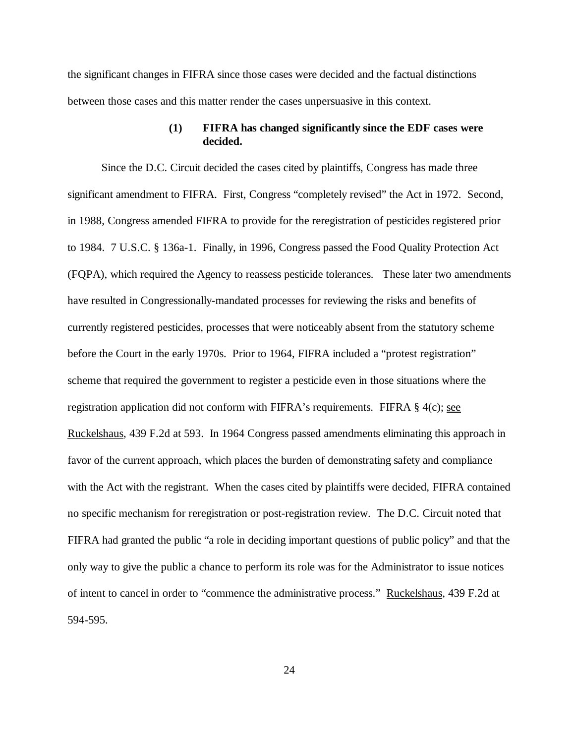the significant changes in FIFRA since those cases were decided and the factual distinctions between those cases and this matter render the cases unpersuasive in this context.

#### (1) FIFRA has changed significantly since the EDF cases were decided.

Since the D.C. Circuit decided the cases cited by plaintiffs, Congress has made three significant amendment to FIFRA. First, Congress "completely revised" the Act in 1972. Second, in 1988, Congress amended FIFRA to provide for the reregistration of pesticides registered prior to 1984. 7 U.S.C. § 136a-1. Finally, in 1996, Congress passed the Food Quality Protection Act (FQPA), which required the Agency to reassess pesticide tolerances. These later two amendments have resulted in Congressionally-mandated processes for reviewing the risks and benefits of currently registered pesticides, processes that were noticeably absent from the statutory scheme before the Court in the early 1970s. Prior to 1964, FIFRA included a "protest registration" scheme that required the government to register a pesticide even in those situations where the registration application did not conform with FIFRA's requirements. FIFRA § 4(c); see Ruckelshaus, 439 F.2d at 593. In 1964 Congress passed amendments eliminating this approach in favor of the current approach, which places the burden of demonstrating safety and compliance with the Act with the registrant. When the cases cited by plaintiffs were decided, FIFRA contained no specific mechanism for reregistration or post-registration review. The D.C. Circuit noted that FIFRA had granted the public "a role in deciding important questions of public policy" and that the only way to give the public a chance to perform its role was for the Administrator to issue notices of intent to cancel in order to "commence the administrative process." Ruckelshaus, 439 F.2d at 594-595.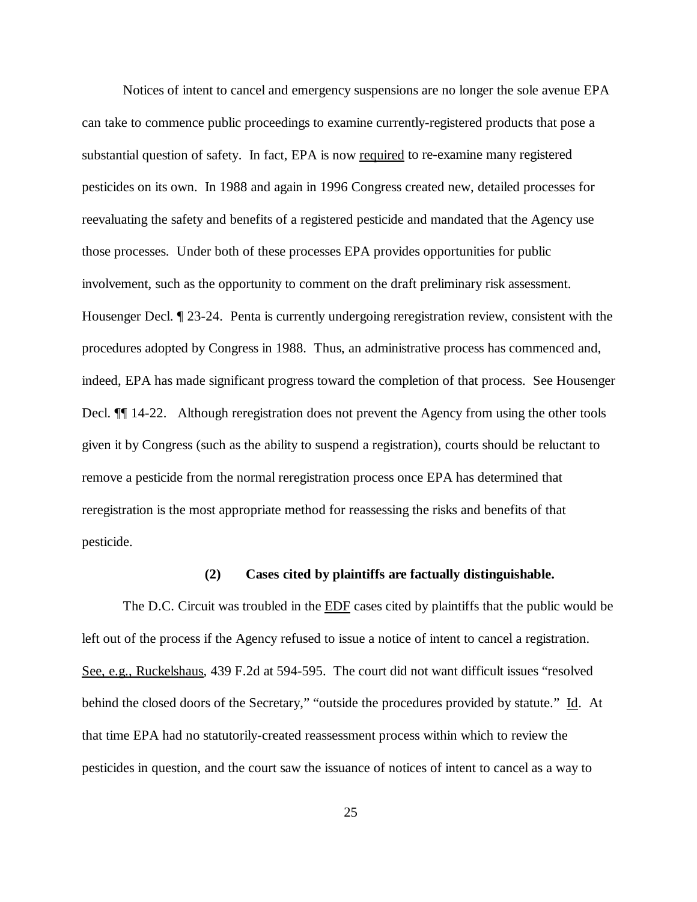Notices of intent to cancel and emergency suspensions are no longer the sole avenue EPA can take to commence public proceedings to examine currently-registered products that pose a substantial question of safety. In fact, EPA is now required to re-examine many registered pesticides on its own. In 1988 and again in 1996 Congress created new, detailed processes for reevaluating the safety and benefits of a registered pesticide and mandated that the Agency use those processes. Under both of these processes EPA provides opportunities for public involvement, such as the opportunity to comment on the draft preliminary risk assessment. Housenger Decl. ¶ 23-24. Penta is currently undergoing reregistration review, consistent with the procedures adopted by Congress in 1988. Thus, an administrative process has commenced and, indeed, EPA has made significant progress toward the completion of that process. See Housenger Decl. ¶¶ 14-22. Although reregistration does not prevent the Agency from using the other tools given it by Congress (such as the ability to suspend a registration), courts should be reluctant to remove a pesticide from the normal reregistration process once EPA has determined that reregistration is the most appropriate method for reassessing the risks and benefits of that pesticide.

**(2) Cases cited by plaintiffs are factually distinguishable.**

The D.C. Circuit was troubled in the EDF cases cited by plaintiffs that the public would be left out of the process if the Agency refused to issue a notice of intent to cancel a registration. See, e.g., Ruckelshaus, 439 F.2d at 594-595. The court did not want difficult issues "resolved behind the closed doors of the Secretary," "outside the procedures provided by statute." Id. At that time EPA had no statutorily-created reassessment process within which to review the pesticides in question, and the court saw the issuance of notices of intent to cancel as a way to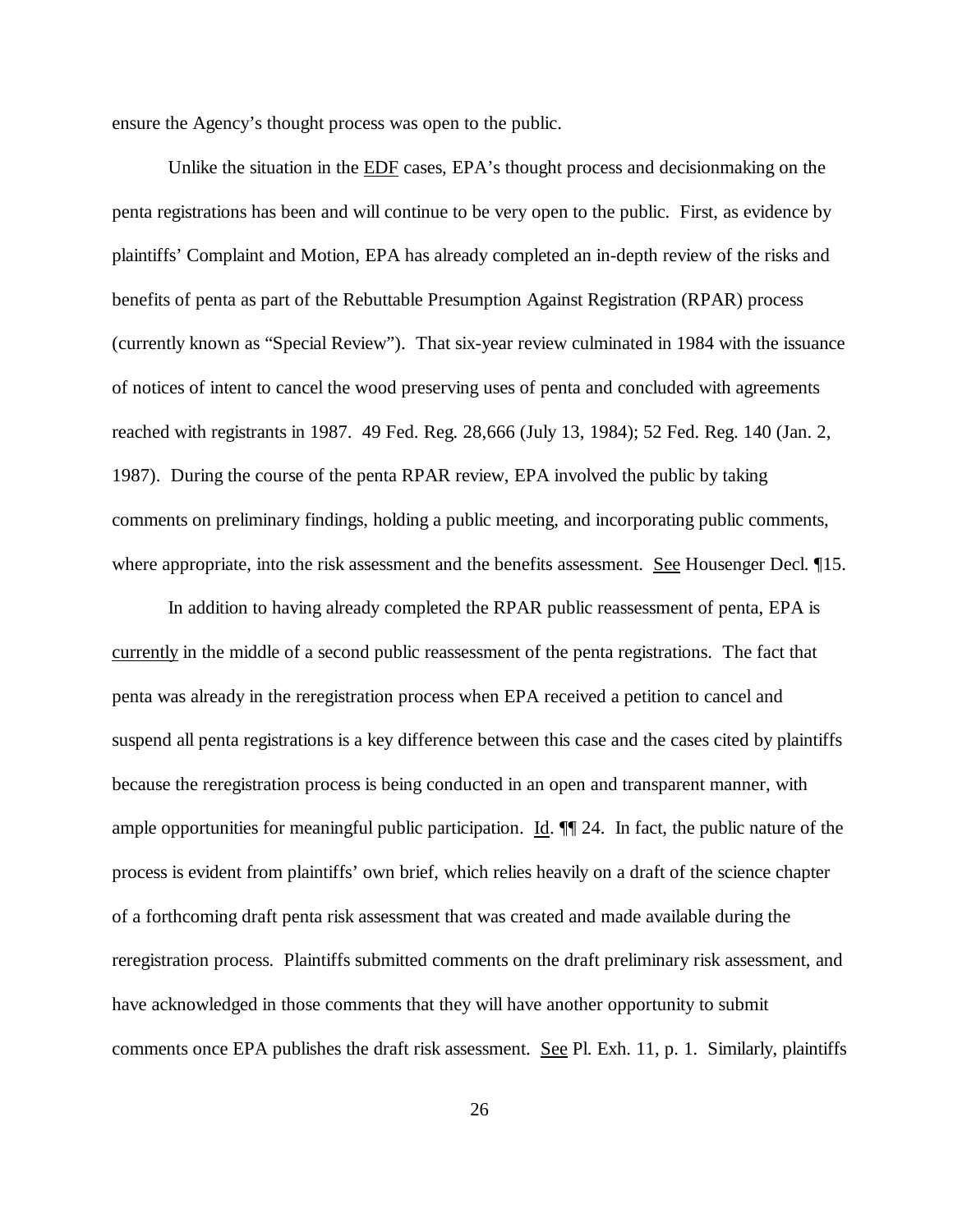ensure the Agency's thought process was open to the public.

Unlike the situation in the EDF cases, EPA's thought process and decisionmaking on the penta registrations has been and will continue to be very open to the public. First, as evidence by plaintiffs' Complaint and Motion, EPA has already completed an in-depth review of the risks and benefits of penta as part of the Rebuttable Presumption Against Registration (RPAR) process (currently known as "Special Review"). That six-year review culminated in 1984 with the issuance of notices of intent to cancel the wood preserving uses of penta and concluded with agreements reached with registrants in 1987. 49 Fed. Reg. 28,666 (July 13, 1984); 52 Fed. Reg. 140 (Jan. 2, 1987). During the course of the penta RPAR review, EPA involved the public by taking comments on preliminary findings, holding a public meeting, and incorporating public comments, where appropriate, into the risk assessment and the benefits assessment. See Housenger Decl. ¶15.

In addition to having already completed the RPAR public reassessment of penta, EPA is currently in the middle of a second public reassessment of the penta registrations. The fact that penta was already in the reregistration process when EPA received a petition to cancel and suspend all penta registrations is a key difference between this case and the cases cited by plaintiffs because the reregistration process is being conducted in an open and transparent manner, with ample opportunities for meaningful public participation. Id. ¶¶ 24. In fact, the public nature of the process is evident from plaintiffs' own brief, which relies heavily on a draft of the science chapter of a forthcoming draft penta risk assessment that was created and made available during the reregistration process. Plaintiffs submitted comments on the draft preliminary risk assessment, and have acknowledged in those comments that they will have another opportunity to submit comments once EPA publishes the draft risk assessment. See Pl. Exh. 11, p. 1. Similarly, plaintiffs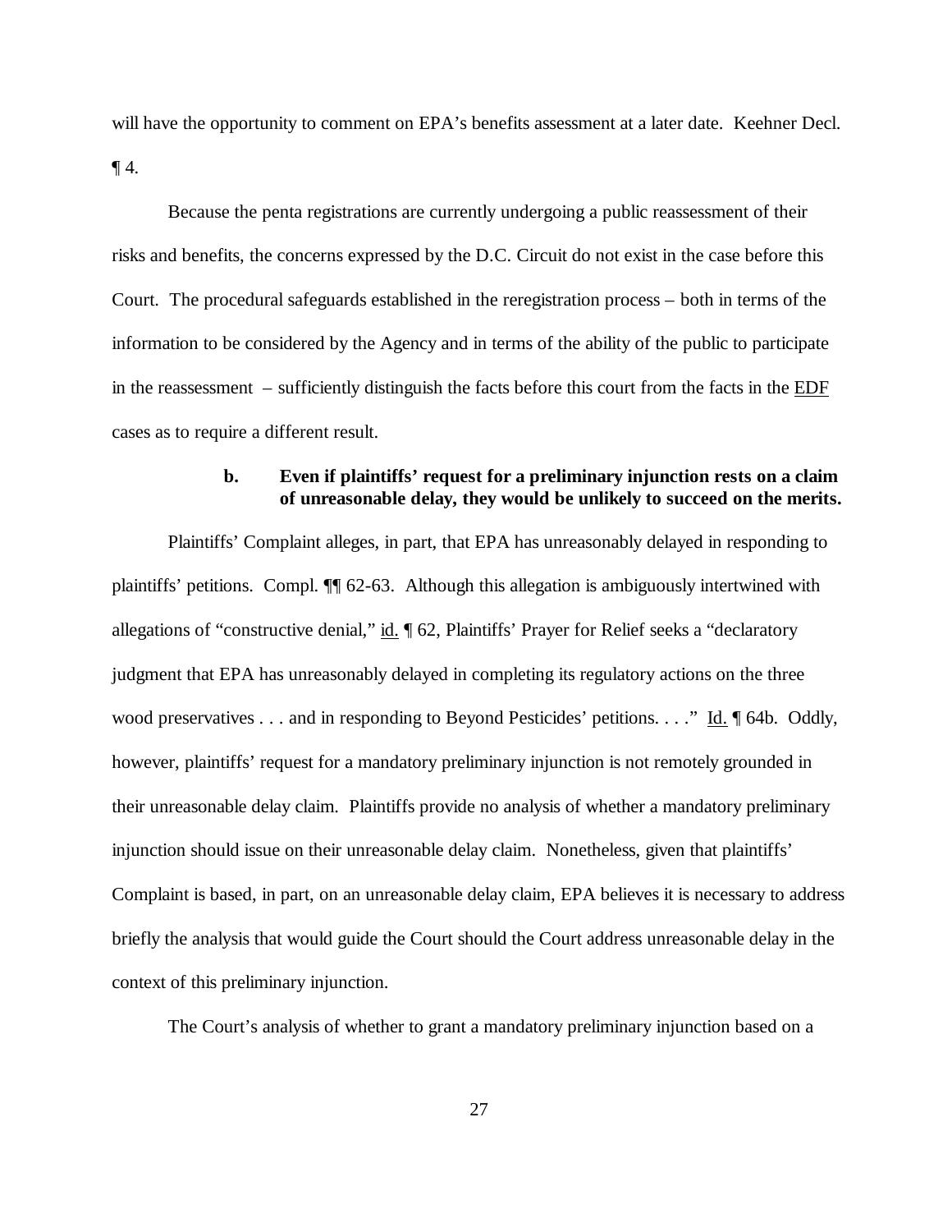will have the opportunity to comment on EPA's benefits assessment at a later date. Keehner Decl. ¶ 4.

Because the penta registrations are currently undergoing a public reassessment of their risks and benefits, the concerns expressed by the D.C. Circuit do not exist in the case before this Court. The procedural safeguards established in the reregistration process – both in terms of the information to be considered by the Agency and in terms of the ability of the public to participate in the reassessment – sufficiently distinguish the facts before this court from the facts in the EDF cases as to require a different result.

**b. Even if plaintiffs' request for a preliminary injunction rests on a claim of unreasonable delay, they would be unlikely to succeed on the merits.**

Plaintiffs' Complaint alleges, in part, that EPA has unreasonably delayed in responding to plaintiffs' petitions. Compl. ¶¶ 62-63. Although this allegation is ambiguously intertwined with allegations of "constructive denial," id. ¶ 62, Plaintiffs' Prayer for Relief seeks a "declaratory judgment that EPA has unreasonably delayed in completing its regulatory actions on the three wood preservatives . . . and in responding to Beyond Pesticides' petitions. . . ." Id. ¶ 64b. Oddly, however, plaintiffs' request for a mandatory preliminary injunction is not remotely grounded in their unreasonable delay claim. Plaintiffs provide no analysis of whether a mandatory preliminary injunction should issue on their unreasonable delay claim. Nonetheless, given that plaintiffs' Complaint is based, in part, on an unreasonable delay claim, EPA believes it is necessary to address briefly the analysis that would guide the Court should the Court address unreasonable delay in the context of this preliminary injunction.

The Court's analysis of whether to grant a mandatory preliminary injunction based on a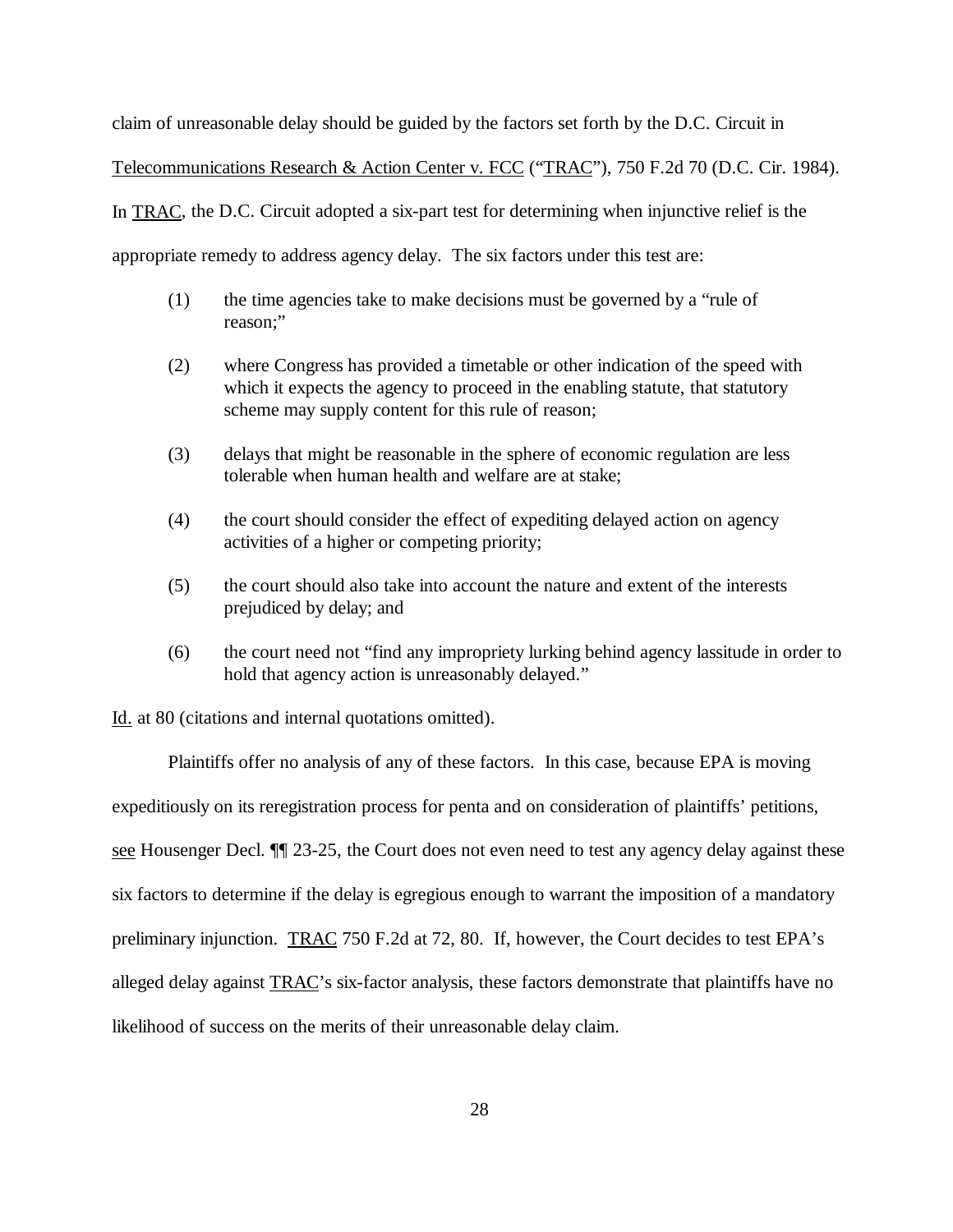claim of unreasonable delay should be guided by the factors set forth by the D.C. Circuit in Telecommunications Research & Action Center v. FCC ("TRAC"), 750 F.2d 70 (D.C. Cir. 1984). In TRAC, the D.C. Circuit adopted a six-part test for determining when injunctive relief is the appropriate remedy to address agency delay. The six factors under this test are:

> (1) the time agencies take to make decisions must be governed by a "rule of reason;"
>
> (2) where Congress has provided a timetable or other indication of the speed with which it expects the agency to proceed in the enabling statute, that statutory scheme may supply content for this rule of reason;
>
> (3) delays that might be reasonable in the sphere of economic regulation are less tolerable when human health and welfare are at stake;
>
> (4) the court should consider the effect of expediting delayed action on agency activities of a higher or competing priority;
>
> (5) the court should also take into account the nature and extent of the interests prejudiced by delay; and
>
> (6) the court need not "find any impropriety lurking behind agency lassitude in order to hold that agency action is unreasonably delayed."

Id. at 80 (citations and internal quotations omitted).

Plaintiffs offer no analysis of any of these factors. In this case, because EPA is moving expeditiously on its reregistration process for penta and on consideration of plaintiffs' petitions, see Housenger Decl. ¶¶ 23-25, the Court does not even need to test any agency delay against these six factors to determine if the delay is egregious enough to warrant the imposition of a mandatory preliminary injunction. TRAC 750 F.2d at 72, 80. If, however, the Court decides to test EPA's alleged delay against TRAC's six-factor analysis, these factors demonstrate that plaintiffs have no likelihood of success on the merits of their unreasonable delay claim.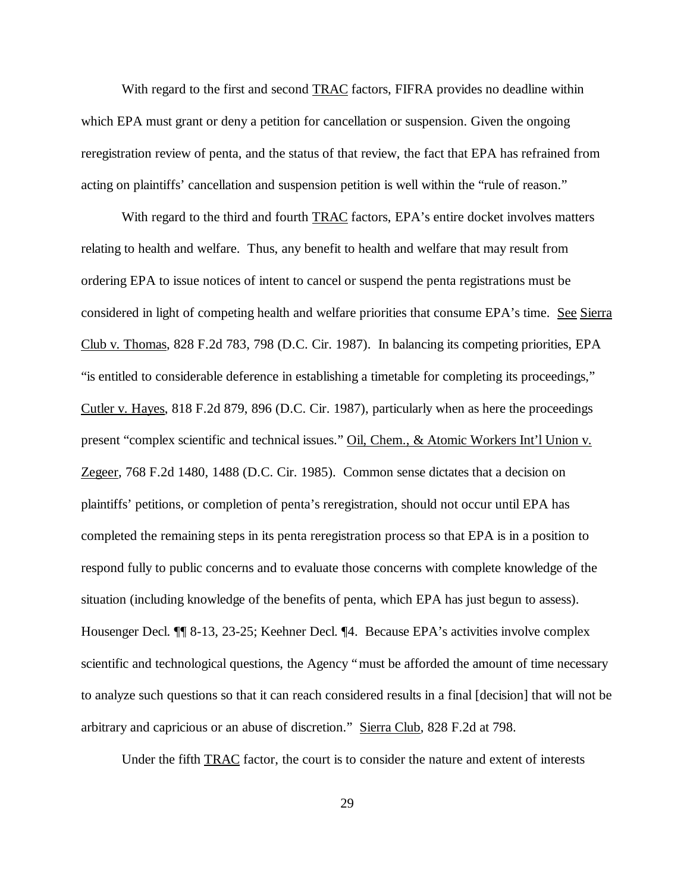With regard to the first and second TRAC factors, FIFRA provides no deadline within which EPA must grant or deny a petition for cancellation or suspension. Given the ongoing reregistration review of penta, and the status of that review, the fact that EPA has refrained from acting on plaintiffs' cancellation and suspension petition is well within the "rule of reason."

With regard to the third and fourth TRAC factors, EPA's entire docket involves matters relating to health and welfare. Thus, any benefit to health and welfare that may result from ordering EPA to issue notices of intent to cancel or suspend the penta registrations must be considered in light of competing health and welfare priorities that consume EPA's time. See Sierra Club v. Thomas, 828 F.2d 783, 798 (D.C. Cir. 1987). In balancing its competing priorities, EPA "is entitled to considerable deference in establishing a timetable for completing its proceedings," Cutler v. Hayes, 818 F.2d 879, 896 (D.C. Cir. 1987), particularly when as here the proceedings present "complex scientific and technical issues." Oil, Chem., & Atomic Workers Int'l Union v. Zegeer, 768 F.2d 1480, 1488 (D.C. Cir. 1985). Common sense dictates that a decision on plaintiffs' petitions, or completion of penta's reregistration, should not occur until EPA has completed the remaining steps in its penta reregistration process so that EPA is in a position to respond fully to public concerns and to evaluate those concerns with complete knowledge of the situation (including knowledge of the benefits of penta, which EPA has just begun to assess). Housenger Decl. ¶¶ 8-13, 23-25; Keehner Decl. ¶4. Because EPA's activities involve complex scientific and technological questions, the Agency "must be afforded the amount of time necessary to analyze such questions so that it can reach considered results in a final [decision] that will not be arbitrary and capricious or an abuse of discretion." Sierra Club, 828 F.2d at 798.

Under the fifth TRAC factor, the court is to consider the nature and extent of interests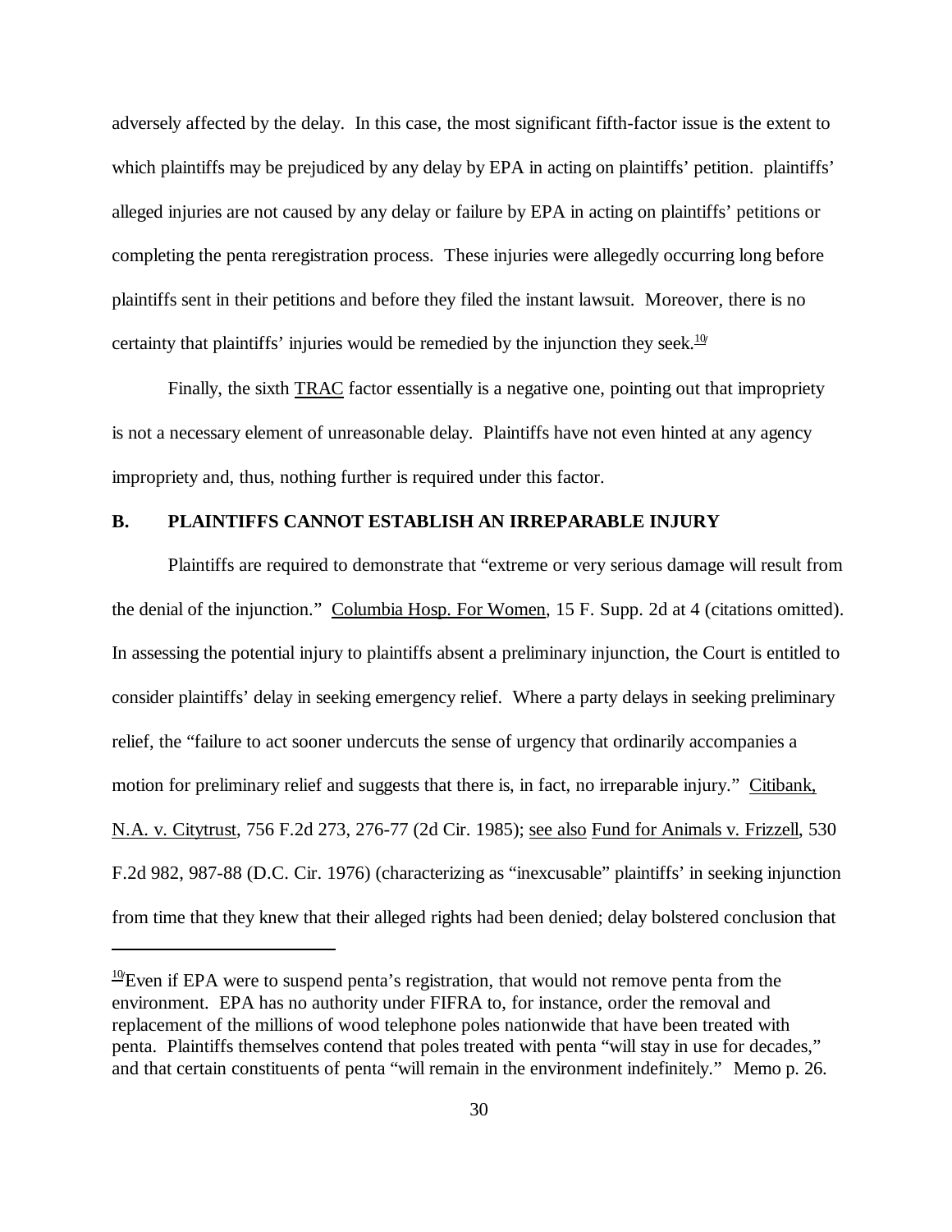adversely affected by the delay. In this case, the most significant fifth-factor issue is the extent to which plaintiffs may be prejudiced by any delay by EPA in acting on plaintiffs' petition. plaintiffs' alleged injuries are not caused by any delay or failure by EPA in acting on plaintiffs' petitions or completing the penta reregistration process. These injuries were allegedly occurring long before plaintiffs sent in their petitions and before they filed the instant lawsuit. Moreover, there is no certainty that plaintiffs' injuries would be remedied by the injunction they seek.[10]

Finally, the sixth TRAC factor essentially is a negative one, pointing out that impropriety is not a necessary element of unreasonable delay. Plaintiffs have not even hinted at any agency impropriety and, thus, nothing further is required under this factor.

## B. PLAINTIFFS CANNOT ESTABLISH AN IRREPARABLE INJURY

Plaintiffs are required to demonstrate that "extreme or very serious damage will result from the denial of the injunction." Columbia Hosp. For Women, 15 F. Supp. 2d at 4 (citations omitted). In assessing the potential injury to plaintiffs absent a preliminary injunction, the Court is entitled to consider plaintiffs' delay in seeking emergency relief. Where a party delays in seeking preliminary relief, the "failure to act sooner undercuts the sense of urgency that ordinarily accompanies a motion for preliminary relief and suggests that there is, in fact, no irreparable injury." Citibank, N.A. v. Citytrust, 756 F.2d 273, 276-77 (2d Cir. 1985); see also Fund for Animals v. Frizzell, 530 F.2d 982, 987-88 (D.C. Cir. 1976) (characterizing as "inexcusable" plaintiffs' in seeking injunction from time that they knew that their alleged rights had been denied; delay bolstered conclusion that

[10] Even if EPA were to suspend penta's registration, that would not remove penta from the environment. EPA has no authority under FIFRA to, for instance, order the removal and replacement of the millions of wood telephone poles nationwide that have been treated with penta. Plaintiffs themselves contend that poles treated with penta "will stay in use for decades," and that certain constituents of penta "will remain in the environment indefinitely." Memo p. 26.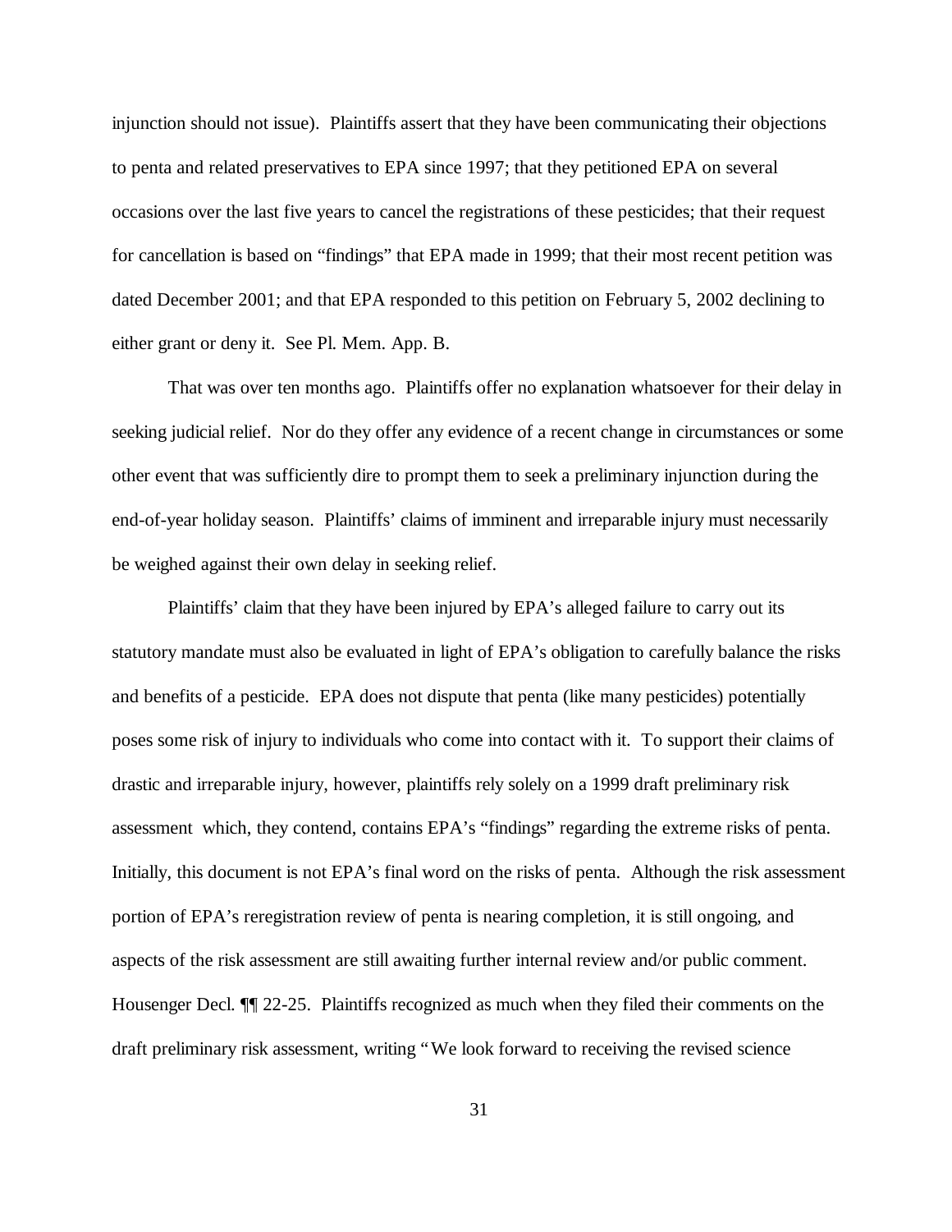injunction should not issue). Plaintiffs assert that they have been communicating their objections to penta and related preservatives to EPA since 1997; that they petitioned EPA on several occasions over the last five years to cancel the registrations of these pesticides; that their request for cancellation is based on "findings" that EPA made in 1999; that their most recent petition was dated December 2001; and that EPA responded to this petition on February 5, 2002 declining to either grant or deny it. See Pl. Mem. App. B.

That was over ten months ago. Plaintiffs offer no explanation whatsoever for their delay in seeking judicial relief. Nor do they offer any evidence of a recent change in circumstances or some other event that was sufficiently dire to prompt them to seek a preliminary injunction during the end-of-year holiday season. Plaintiffs' claims of imminent and irreparable injury must necessarily be weighed against their own delay in seeking relief.

Plaintiffs' claim that they have been injured by EPA's alleged failure to carry out its statutory mandate must also be evaluated in light of EPA's obligation to carefully balance the risks and benefits of a pesticide. EPA does not dispute that penta (like many pesticides) potentially poses some risk of injury to individuals who come into contact with it. To support their claims of drastic and irreparable injury, however, plaintiffs rely solely on a 1999 draft preliminary risk assessment which, they contend, contains EPA's "findings" regarding the extreme risks of penta. Initially, this document is not EPA's final word on the risks of penta. Although the risk assessment portion of EPA's reregistration review of penta is nearing completion, it is still ongoing, and aspects of the risk assessment are still awaiting further internal review and/or public comment. Housenger Decl. ¶¶ 22-25. Plaintiffs recognized as much when they filed their comments on the draft preliminary risk assessment, writing "We look forward to receiving the revised science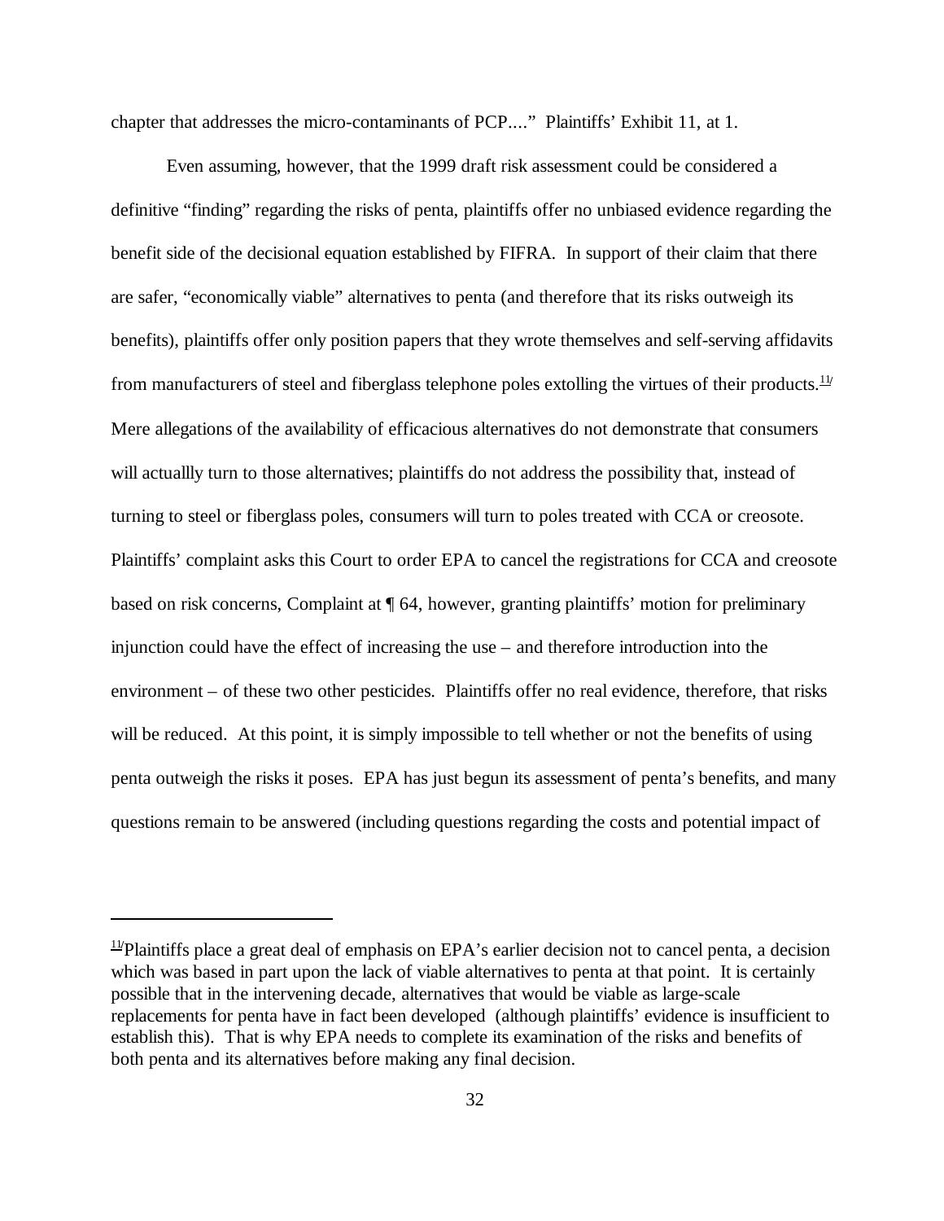chapter that addresses the micro-contaminants of PCP...." Plaintiffs' Exhibit 11, at 1.

Even assuming, however, that the 1999 draft risk assessment could be considered a definitive "finding" regarding the risks of penta, plaintiffs offer no unbiased evidence regarding the benefit side of the decisional equation established by FIFRA. In support of their claim that there are safer, "economically viable" alternatives to penta (and therefore that its risks outweigh its benefits), plaintiffs offer only position papers that they wrote themselves and self-serving affidavits from manufacturers of steel and fiberglass telephone poles extolling the virtues of their products.[11] Mere allegations of the availability of efficacious alternatives do not demonstrate that consumers will actuallly turn to those alternatives; plaintiffs do not address the possibility that, instead of turning to steel or fiberglass poles, consumers will turn to poles treated with CCA or creosote. Plaintiffs' complaint asks this Court to order EPA to cancel the registrations for CCA and creosote based on risk concerns, Complaint at ¶ 64, however, granting plaintiffs' motion for preliminary injunction could have the effect of increasing the use – and therefore introduction into the environment – of these two other pesticides. Plaintiffs offer no real evidence, therefore, that risks will be reduced. At this point, it is simply impossible to tell whether or not the benefits of using penta outweigh the risks it poses. EPA has just begun its assessment of penta's benefits, and many questions remain to be answered (including questions regarding the costs and potential impact of

---

[11] Plaintiffs place a great deal of emphasis on EPA's earlier decision not to cancel penta, a decision which was based in part upon the lack of viable alternatives to penta at that point. It is certainly possible that in the intervening decade, alternatives that would be viable as large-scale replacements for penta have in fact been developed (although plaintiffs' evidence is insufficient to establish this). That is why EPA needs to complete its examination of the risks and benefits of both penta and its alternatives before making any final decision.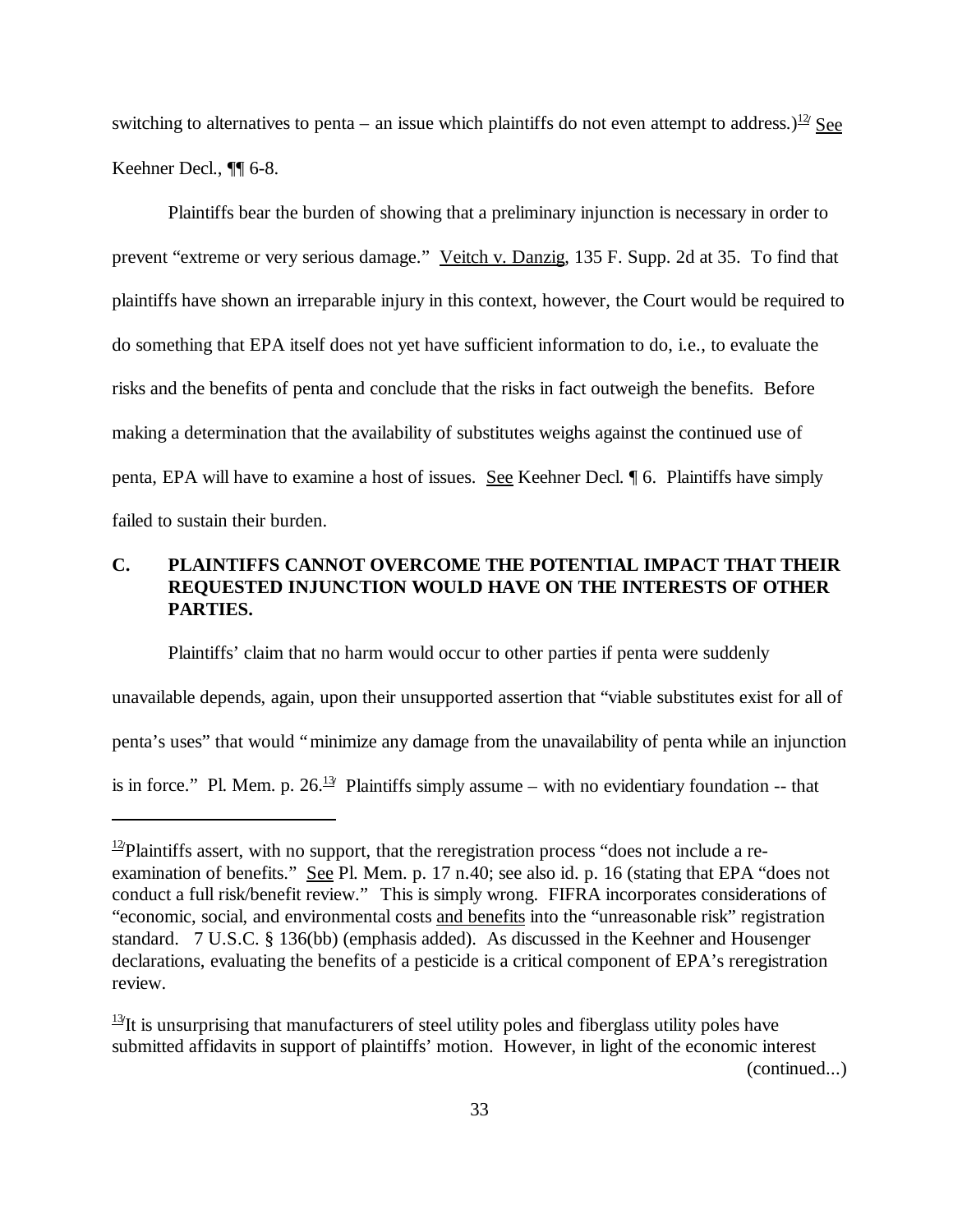switching to alternatives to penta – an issue which plaintiffs do not even attempt to address.)[12] See Keehner Decl., ¶¶ 6-8.

Plaintiffs bear the burden of showing that a preliminary injunction is necessary in order to prevent "extreme or very serious damage." Veitch v. Danzig, 135 F. Supp. 2d at 35. To find that plaintiffs have shown an irreparable injury in this context, however, the Court would be required to do something that EPA itself does not yet have sufficient information to do, i.e., to evaluate the risks and the benefits of penta and conclude that the risks in fact outweigh the benefits. Before making a determination that the availability of substitutes weighs against the continued use of penta, EPA will have to examine a host of issues. See Keehner Decl. ¶ 6. Plaintiffs have simply failed to sustain their burden.

### C. PLAINTIFFS CANNOT OVERCOME THE POTENTIAL IMPACT THAT THEIR REQUESTED INJUNCTION WOULD HAVE ON THE INTERESTS OF OTHER PARTIES.

Plaintiffs' claim that no harm would occur to other parties if penta were suddenly unavailable depends, again, upon their unsupported assertion that "viable substitutes exist for all of penta's uses" that would "minimize any damage from the unavailability of penta while an injunction is in force." Pl. Mem. p. 26.[13] Plaintiffs simply assume – with no evidentiary foundation -- that

---

[12] Plaintiffs assert, with no support, that the reregistration process "does not include a re-examination of benefits." See Pl. Mem. p. 17 n.40; see also id. p. 16 (stating that EPA "does not conduct a full risk/benefit review." This is simply wrong. FIFRA incorporates considerations of "economic, social, and environmental costs and benefits into the "unreasonable risk" registration standard. 7 U.S.C. § 136(bb) (emphasis added). As discussed in the Keehner and Housenger declarations, evaluating the benefits of a pesticide is a critical component of EPA's reregistration review.

[13] It is unsurprising that manufacturers of steel utility poles and fiberglass utility poles have submitted affidavits in support of plaintiffs' motion. However, in light of the economic interest (continued...)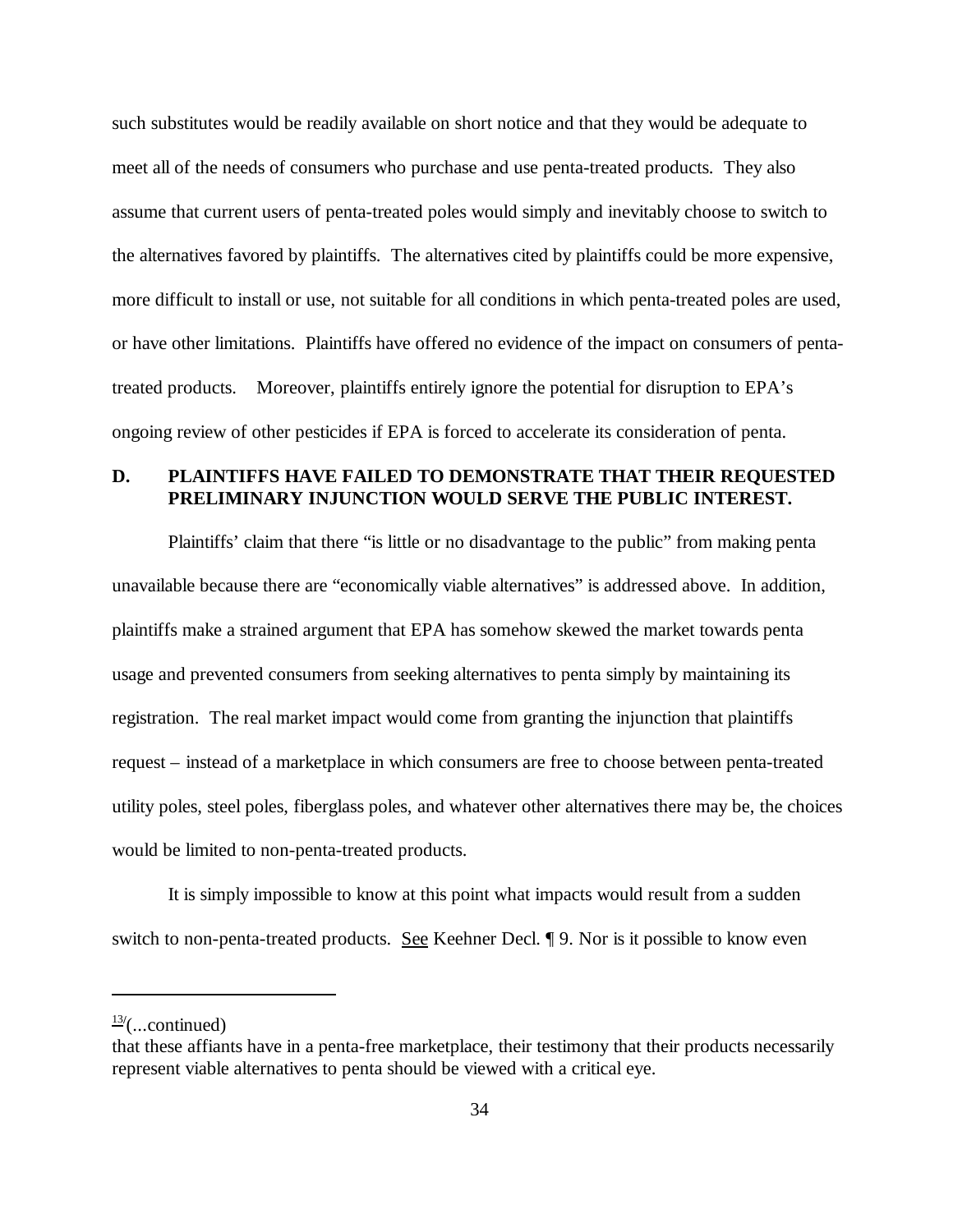such substitutes would be readily available on short notice and that they would be adequate to meet all of the needs of consumers who purchase and use penta-treated products. They also assume that current users of penta-treated poles would simply and inevitably choose to switch to the alternatives favored by plaintiffs. The alternatives cited by plaintiffs could be more expensive, more difficult to install or use, not suitable for all conditions in which penta-treated poles are used, or have other limitations. Plaintiffs have offered no evidence of the impact on consumers of penta-treated products. Moreover, plaintiffs entirely ignore the potential for disruption to EPA's ongoing review of other pesticides if EPA is forced to accelerate its consideration of penta.

## D. PLAINTIFFS HAVE FAILED TO DEMONSTRATE THAT THEIR REQUESTED PRELIMINARY INJUNCTION WOULD SERVE THE PUBLIC INTEREST.

Plaintiffs' claim that there "is little or no disadvantage to the public" from making penta unavailable because there are "economically viable alternatives" is addressed above. In addition, plaintiffs make a strained argument that EPA has somehow skewed the market towards penta usage and prevented consumers from seeking alternatives to penta simply by maintaining its registration. The real market impact would come from granting the injunction that plaintiffs request – instead of a marketplace in which consumers are free to choose between penta-treated utility poles, steel poles, fiberglass poles, and whatever other alternatives there may be, the choices would be limited to non-penta-treated products.

It is simply impossible to know at this point what impacts would result from a sudden switch to non-penta-treated products. See Keehner Decl. ¶ 9. Nor is it possible to know even

---

[13](...continued)
that these affiants have in a penta-free marketplace, their testimony that their products necessarily represent viable alternatives to penta should be viewed with a critical eye.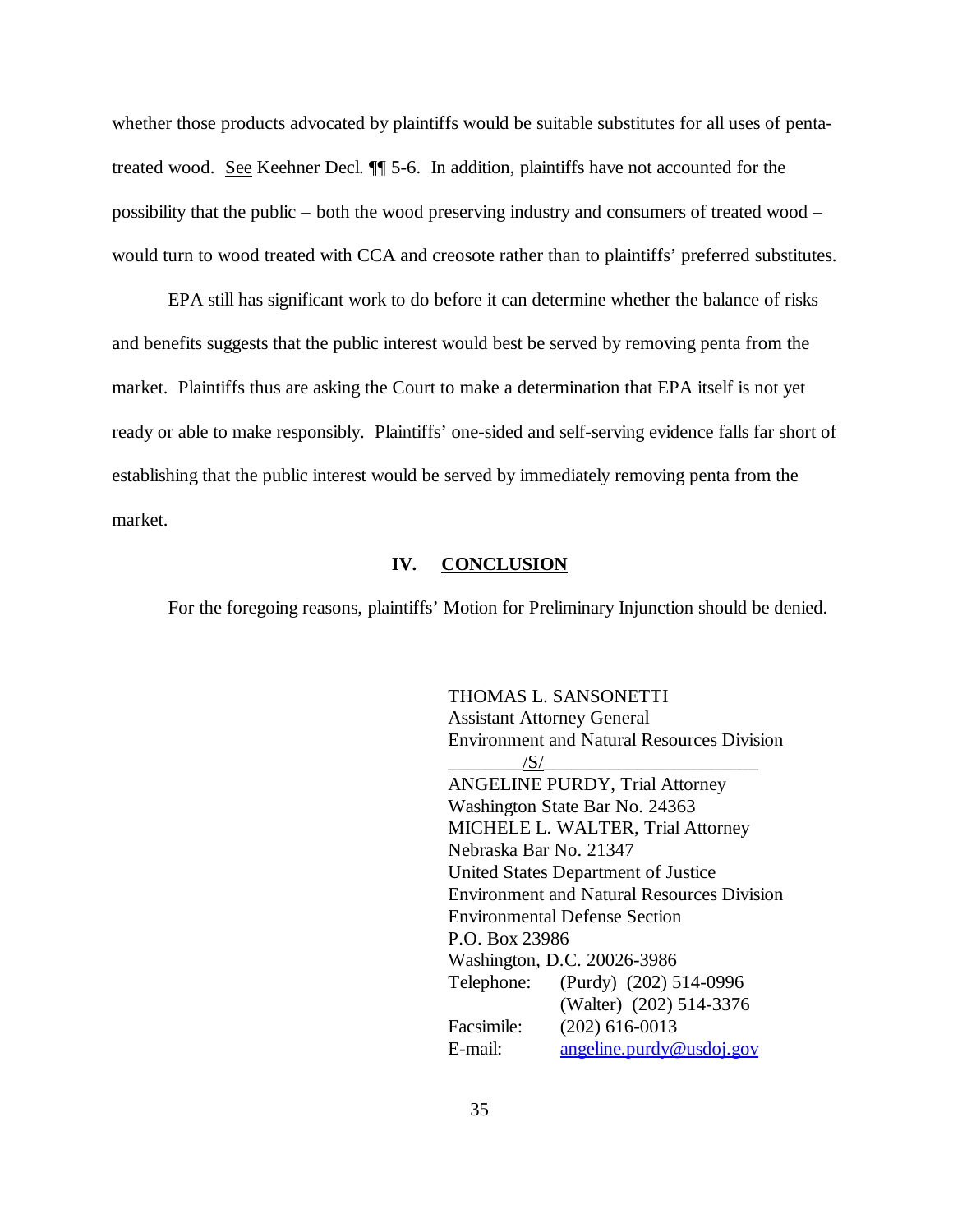whether those products advocated by plaintiffs would be suitable substitutes for all uses of penta-treated wood. See Keehner Decl. ¶¶ 5-6. In addition, plaintiffs have not accounted for the possibility that the public – both the wood preserving industry and consumers of treated wood – would turn to wood treated with CCA and creosote rather than to plaintiffs' preferred substitutes.

EPA still has significant work to do before it can determine whether the balance of risks and benefits suggests that the public interest would best be served by removing penta from the market. Plaintiffs thus are asking the Court to make a determination that EPA itself is not yet ready or able to make responsibly. Plaintiffs' one-sided and self-serving evidence falls far short of establishing that the public interest would be served by immediately removing penta from the market.

## IV. CONCLUSION

For the foregoing reasons, plaintiffs' Motion for Preliminary Injunction should be denied.

THOMAS L. SANSONETTI
Assistant Attorney General
Environment and Natural Resources Division
________/S/_______________________
ANGELINE PURDY, Trial Attorney
Washington State Bar No. 24363
MICHELE L. WALTER, Trial Attorney
Nebraska Bar No. 21347
United States Department of Justice
Environment and Natural Resources Division
Environmental Defense Section
P.O. Box 23986
Washington, D.C. 20026-3986
Telephone: (Purdy) (202) 514-0996
(Walter) (202) 514-3376
Facsimile: (202) 616-0013
E-mail: angeline.purdy@usdoj.gov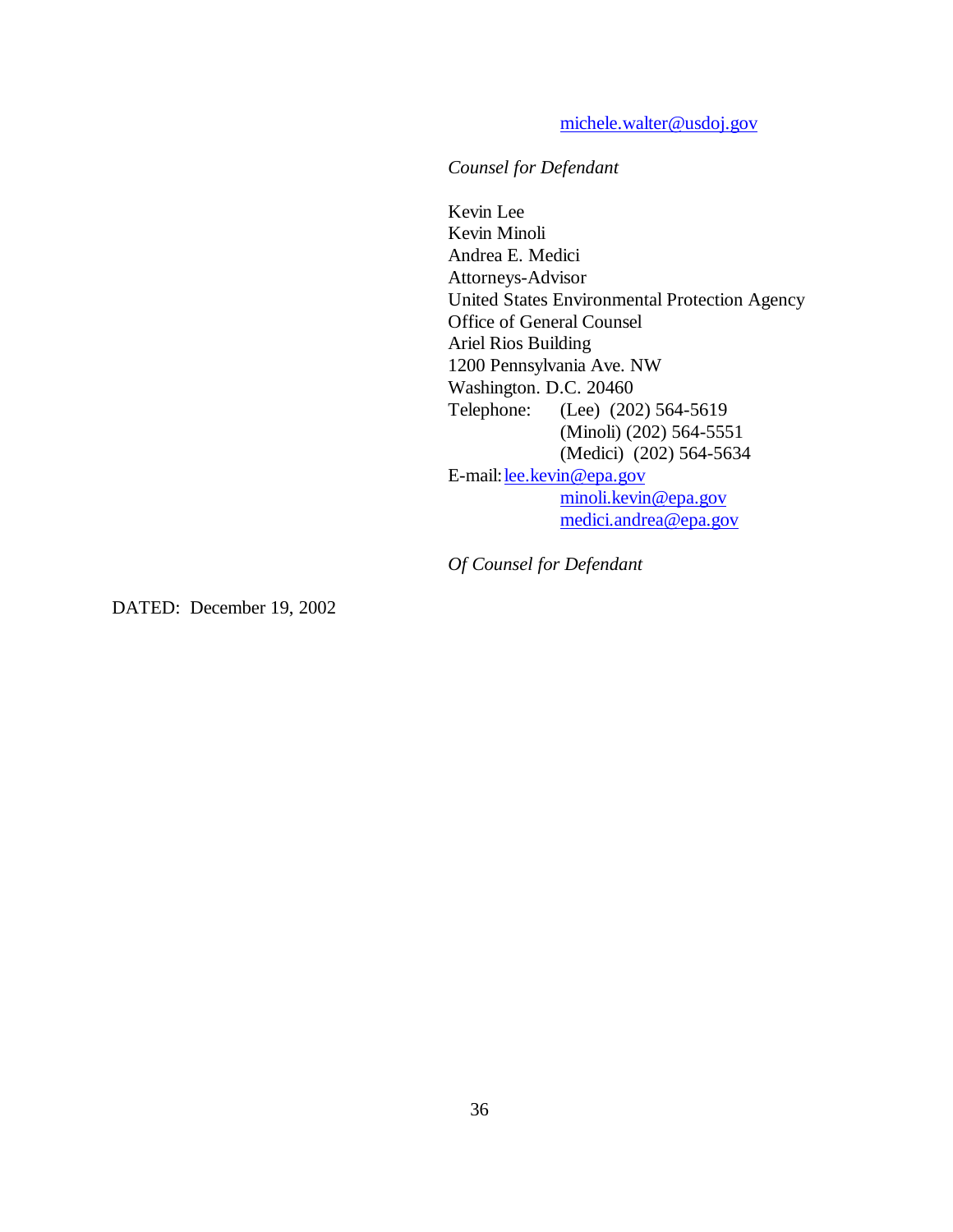michele.walter@usdoj.gov

*Counsel for Defendant*

Kevin Lee
Kevin Minoli
Andrea E. Medici
Attorneys-Advisor
United States Environmental Protection Agency
Office of General Counsel
Ariel Rios Building
1200 Pennsylvania Ave. NW
Washington. D.C. 20460
Telephone: (Lee) (202) 564-5619
(Minoli) (202) 564-5551
(Medici) (202) 564-5634
E-mail: lee.kevin@epa.gov
minoli.kevin@epa.gov
medici.andrea@epa.gov

*Of Counsel for Defendant*

DATED: December 19, 2002